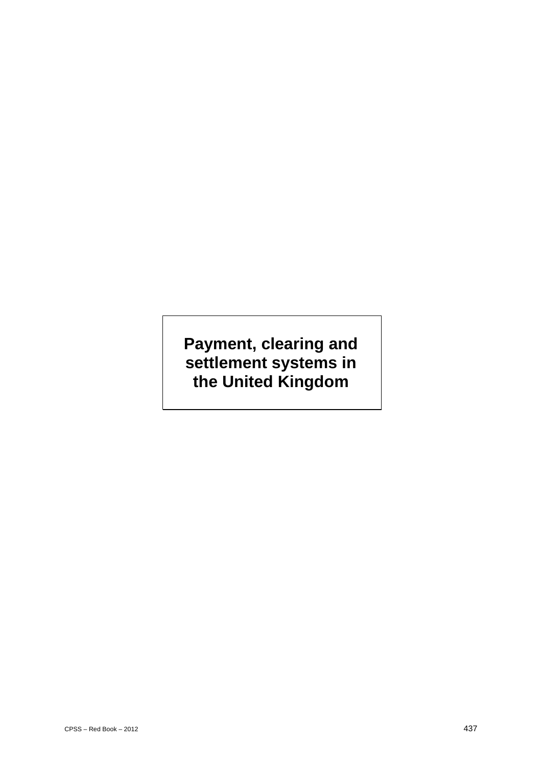# Payment, clearing and settlement systems in the United Kingdom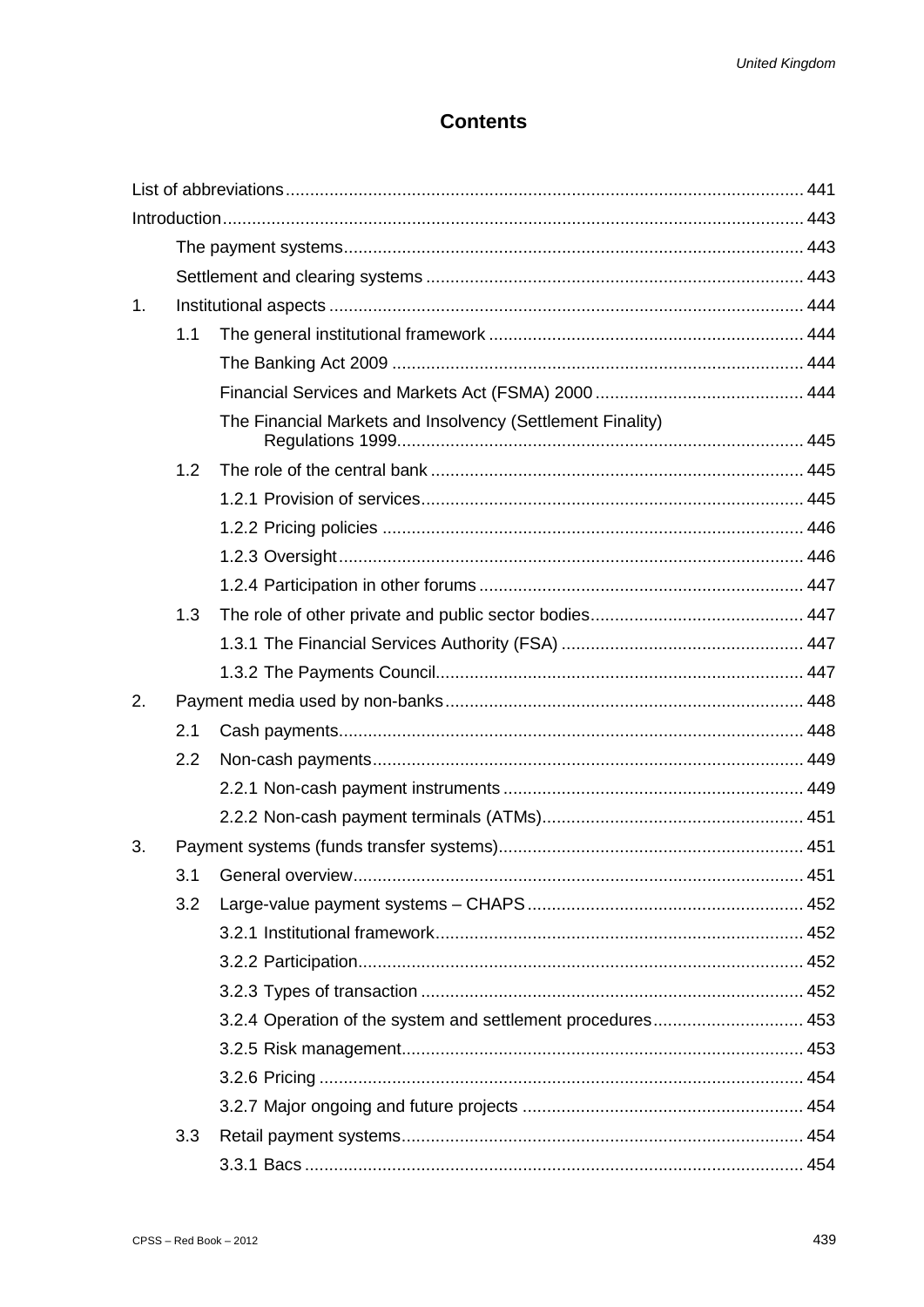# Contents

List of abbreviations ... 441

Introduction ... 443

- The payment systems ... 443
- Settlement and clearing systems ... 443

1. Institutional aspects ... 444
   - 1.1 The general institutional framework ... 444
     - The Banking Act 2009 ... 444
     - Financial Services and Markets Act (FSMA) 2000 ... 444
     - The Financial Markets and Insolvency (Settlement Finality) Regulations 1999 ... 445
   - 1.2 The role of the central bank ... 445
     - 1.2.1 Provision of services ... 445
     - 1.2.2 Pricing policies ... 446
     - 1.2.3 Oversight ... 446
     - 1.2.4 Participation in other forums ... 447
   - 1.3 The role of other private and public sector bodies ... 447
     - 1.3.1 The Financial Services Authority (FSA) ... 447
     - 1.3.2 The Payments Council ... 447
2. Payment media used by non-banks ... 448
   - 2.1 Cash payments ... 448
   - 2.2 Non-cash payments ... 449
     - 2.2.1 Non-cash payment instruments ... 449
     - 2.2.2 Non-cash payment terminals (ATMs) ... 451
3. Payment systems (funds transfer systems) ... 451
   - 3.1 General overview ... 451
   - 3.2 Large-value payment systems – CHAPS ... 452
     - 3.2.1 Institutional framework ... 452
     - 3.2.2 Participation ... 452
     - 3.2.3 Types of transaction ... 452
     - 3.2.4 Operation of the system and settlement procedures ... 453
     - 3.2.5 Risk management ... 453
     - 3.2.6 Pricing ... 454
     - 3.2.7 Major ongoing and future projects ... 454
   - 3.3 Retail payment systems ... 454
     - 3.3.1 Bacs ... 454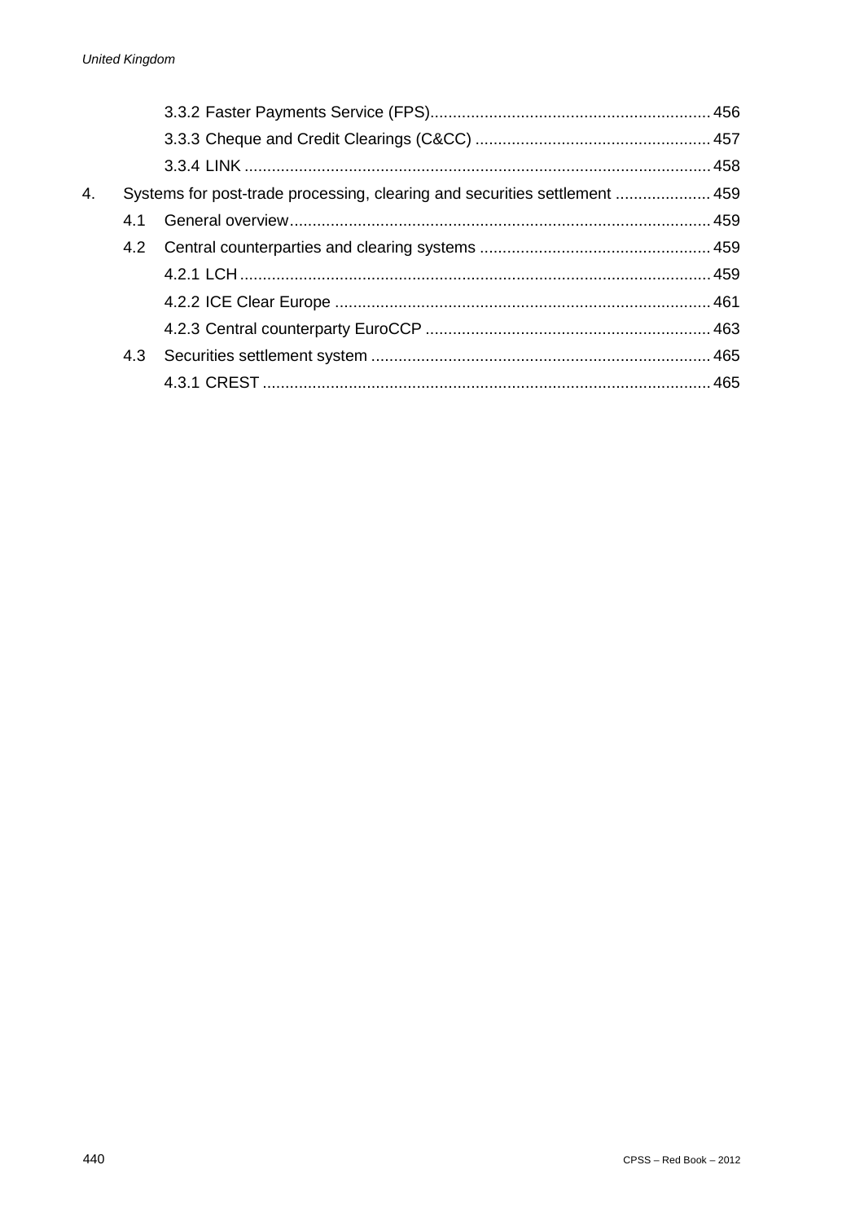3.3.2 Faster Payments Service (FPS) ............................................................. 456

3.3.3 Cheque and Credit Clearings (C&CC) .................................................... 457

3.3.4 LINK ........................................................................................................ 458

4. Systems for post-trade processing, clearing and securities settlement ..................... 459

4.1 General overview ............................................................................................ 459

4.2 Central counterparties and clearing systems ................................................... 459

4.2.1 LCH ......................................................................................................... 459

4.2.2 ICE Clear Europe .................................................................................... 461

4.2.3 Central counterparty EuroCCP ............................................................... 463

4.3 Securities settlement system ........................................................................... 465

4.3.1 CREST .................................................................................................... 465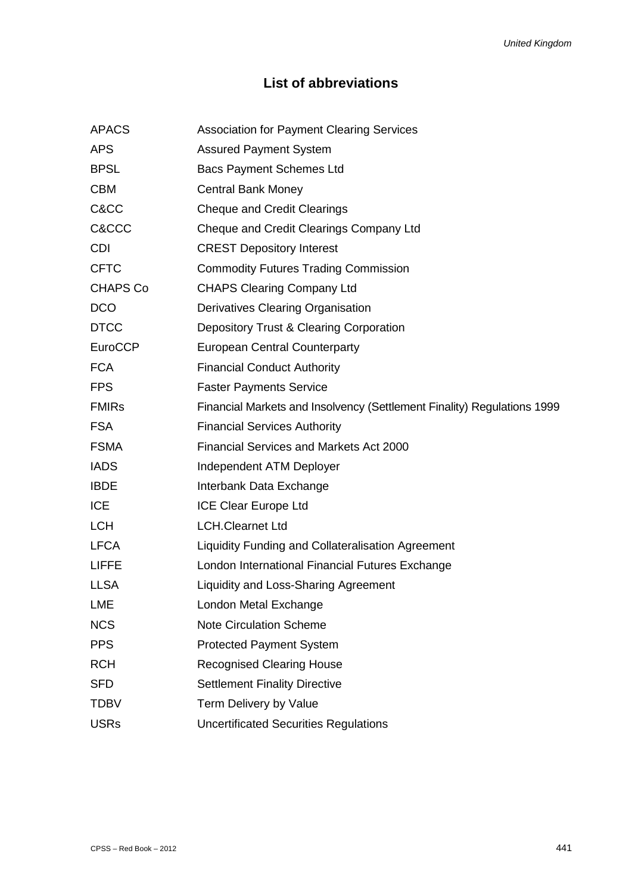## List of abbreviations

| | |
|---|---|
| APACS | Association for Payment Clearing Services |
| APS | Assured Payment System |
| BPSL | Bacs Payment Schemes Ltd |
| CBM | Central Bank Money |
| C&CC | Cheque and Credit Clearings |
| C&CCC | Cheque and Credit Clearings Company Ltd |
| CDI | CREST Depository Interest |
| CFTC | Commodity Futures Trading Commission |
| CHAPS Co | CHAPS Clearing Company Ltd |
| DCO | Derivatives Clearing Organisation |
| DTCC | Depository Trust & Clearing Corporation |
| EuroCCP | European Central Counterparty |
| FCA | Financial Conduct Authority |
| FPS | Faster Payments Service |
| FMIRs | Financial Markets and Insolvency (Settlement Finality) Regulations 1999 |
| FSA | Financial Services Authority |
| FSMA | Financial Services and Markets Act 2000 |
| IADS | Independent ATM Deployer |
| IBDE | Interbank Data Exchange |
| ICE | ICE Clear Europe Ltd |
| LCH | LCH.Clearnet Ltd |
| LFCA | Liquidity Funding and Collateralisation Agreement |
| LIFFE | London International Financial Futures Exchange |
| LLSA | Liquidity and Loss-Sharing Agreement |
| LME | London Metal Exchange |
| NCS | Note Circulation Scheme |
| PPS | Protected Payment System |
| RCH | Recognised Clearing House |
| SFD | Settlement Finality Directive |
| TDBV | Term Delivery by Value |
| USRs | Uncertificated Securities Regulations |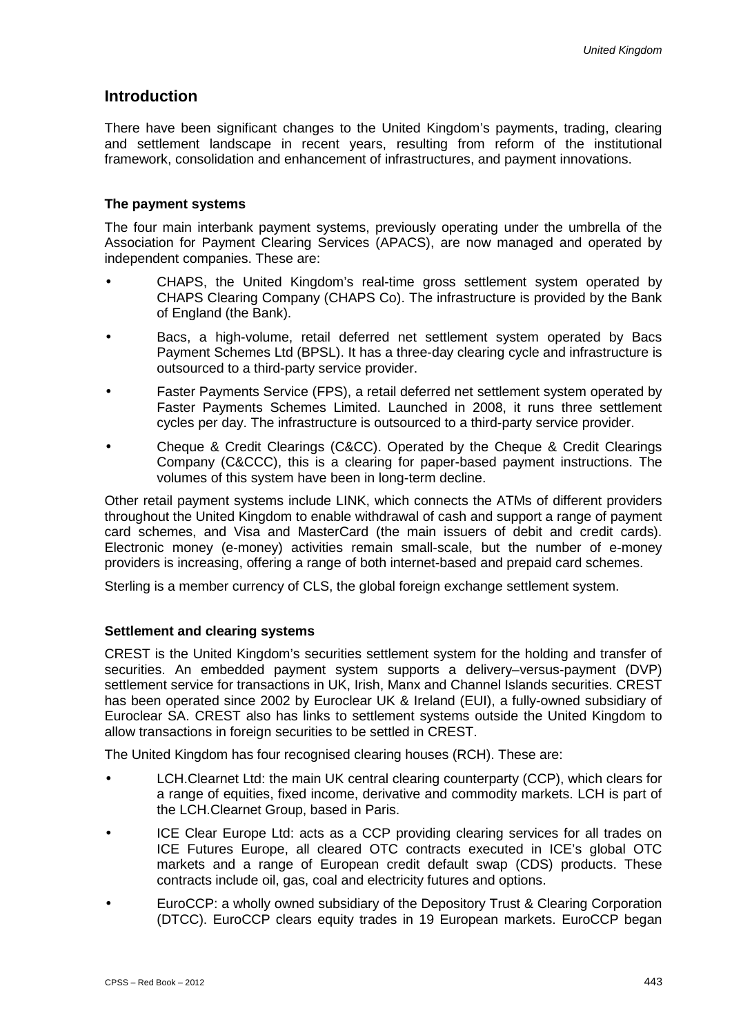## Introduction

There have been significant changes to the United Kingdom's payments, trading, clearing and settlement landscape in recent years, resulting from reform of the institutional framework, consolidation and enhancement of infrastructures, and payment innovations.

### The payment systems

The four main interbank payment systems, previously operating under the umbrella of the Association for Payment Clearing Services (APACS), are now managed and operated by independent companies. These are:

- CHAPS, the United Kingdom's real-time gross settlement system operated by CHAPS Clearing Company (CHAPS Co). The infrastructure is provided by the Bank of England (the Bank).
- Bacs, a high-volume, retail deferred net settlement system operated by Bacs Payment Schemes Ltd (BPSL). It has a three-day clearing cycle and infrastructure is outsourced to a third-party service provider.
- Faster Payments Service (FPS), a retail deferred net settlement system operated by Faster Payments Schemes Limited. Launched in 2008, it runs three settlement cycles per day. The infrastructure is outsourced to a third-party service provider.
- Cheque & Credit Clearings (C&CC). Operated by the Cheque & Credit Clearings Company (C&CCC), this is a clearing for paper-based payment instructions. The volumes of this system have been in long-term decline.

Other retail payment systems include LINK, which connects the ATMs of different providers throughout the United Kingdom to enable withdrawal of cash and support a range of payment card schemes, and Visa and MasterCard (the main issuers of debit and credit cards). Electronic money (e-money) activities remain small-scale, but the number of e-money providers is increasing, offering a range of both internet-based and prepaid card schemes.

Sterling is a member currency of CLS, the global foreign exchange settlement system.

### Settlement and clearing systems

CREST is the United Kingdom's securities settlement system for the holding and transfer of securities. An embedded payment system supports a delivery–versus-payment (DVP) settlement service for transactions in UK, Irish, Manx and Channel Islands securities. CREST has been operated since 2002 by Euroclear UK & Ireland (EUI), a fully-owned subsidiary of Euroclear SA. CREST also has links to settlement systems outside the United Kingdom to allow transactions in foreign securities to be settled in CREST.

The United Kingdom has four recognised clearing houses (RCH). These are:

- LCH.Clearnet Ltd: the main UK central clearing counterparty (CCP), which clears for a range of equities, fixed income, derivative and commodity markets. LCH is part of the LCH.Clearnet Group, based in Paris.
- ICE Clear Europe Ltd: acts as a CCP providing clearing services for all trades on ICE Futures Europe, all cleared OTC contracts executed in ICE's global OTC markets and a range of European credit default swap (CDS) products. These contracts include oil, gas, coal and electricity futures and options.
- EuroCCP: a wholly owned subsidiary of the Depository Trust & Clearing Corporation (DTCC). EuroCCP clears equity trades in 19 European markets. EuroCCP began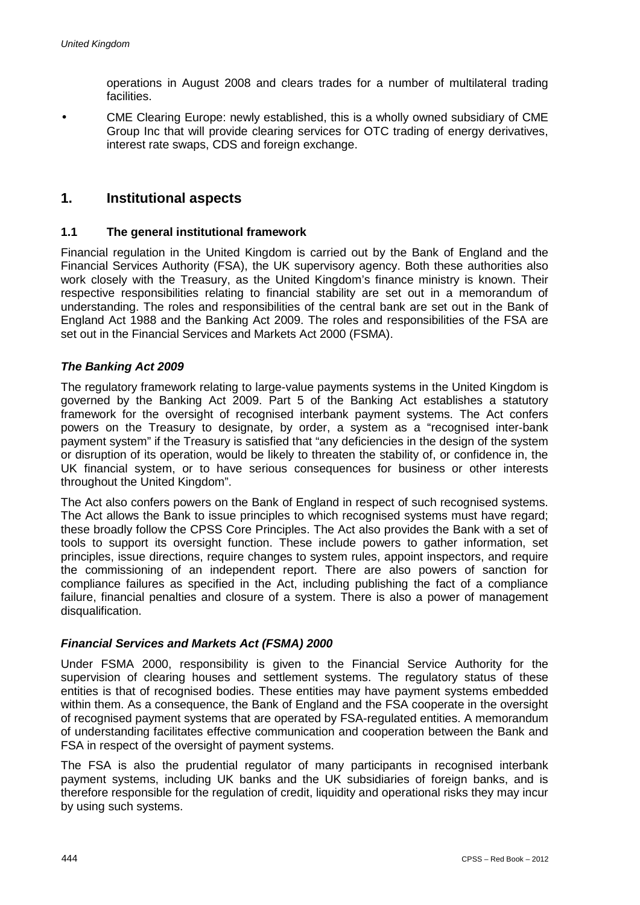operations in August 2008 and clears trades for a number of multilateral trading facilities.

- CME Clearing Europe: newly established, this is a wholly owned subsidiary of CME Group Inc that will provide clearing services for OTC trading of energy derivatives, interest rate swaps, CDS and foreign exchange.

## 1. Institutional aspects

### 1.1 The general institutional framework

Financial regulation in the United Kingdom is carried out by the Bank of England and the Financial Services Authority (FSA), the UK supervisory agency. Both these authorities also work closely with the Treasury, as the United Kingdom's finance ministry is known. Their respective responsibilities relating to financial stability are set out in a memorandum of understanding. The roles and responsibilities of the central bank are set out in the Bank of England Act 1988 and the Banking Act 2009. The roles and responsibilities of the FSA are set out in the Financial Services and Markets Act 2000 (FSMA).

#### *The Banking Act 2009*

The regulatory framework relating to large-value payments systems in the United Kingdom is governed by the Banking Act 2009. Part 5 of the Banking Act establishes a statutory framework for the oversight of recognised interbank payment systems. The Act confers powers on the Treasury to designate, by order, a system as a "recognised inter-bank payment system" if the Treasury is satisfied that "any deficiencies in the design of the system or disruption of its operation, would be likely to threaten the stability of, or confidence in, the UK financial system, or to have serious consequences for business or other interests throughout the United Kingdom".

The Act also confers powers on the Bank of England in respect of such recognised systems. The Act allows the Bank to issue principles to which recognised systems must have regard; these broadly follow the CPSS Core Principles. The Act also provides the Bank with a set of tools to support its oversight function. These include powers to gather information, set principles, issue directions, require changes to system rules, appoint inspectors, and require the commissioning of an independent report. There are also powers of sanction for compliance failures as specified in the Act, including publishing the fact of a compliance failure, financial penalties and closure of a system. There is also a power of management disqualification.

#### *Financial Services and Markets Act (FSMA) 2000*

Under FSMA 2000, responsibility is given to the Financial Service Authority for the supervision of clearing houses and settlement systems. The regulatory status of these entities is that of recognised bodies. These entities may have payment systems embedded within them. As a consequence, the Bank of England and the FSA cooperate in the oversight of recognised payment systems that are operated by FSA-regulated entities. A memorandum of understanding facilitates effective communication and cooperation between the Bank and FSA in respect of the oversight of payment systems.

The FSA is also the prudential regulator of many participants in recognised interbank payment systems, including UK banks and the UK subsidiaries of foreign banks, and is therefore responsible for the regulation of credit, liquidity and operational risks they may incur by using such systems.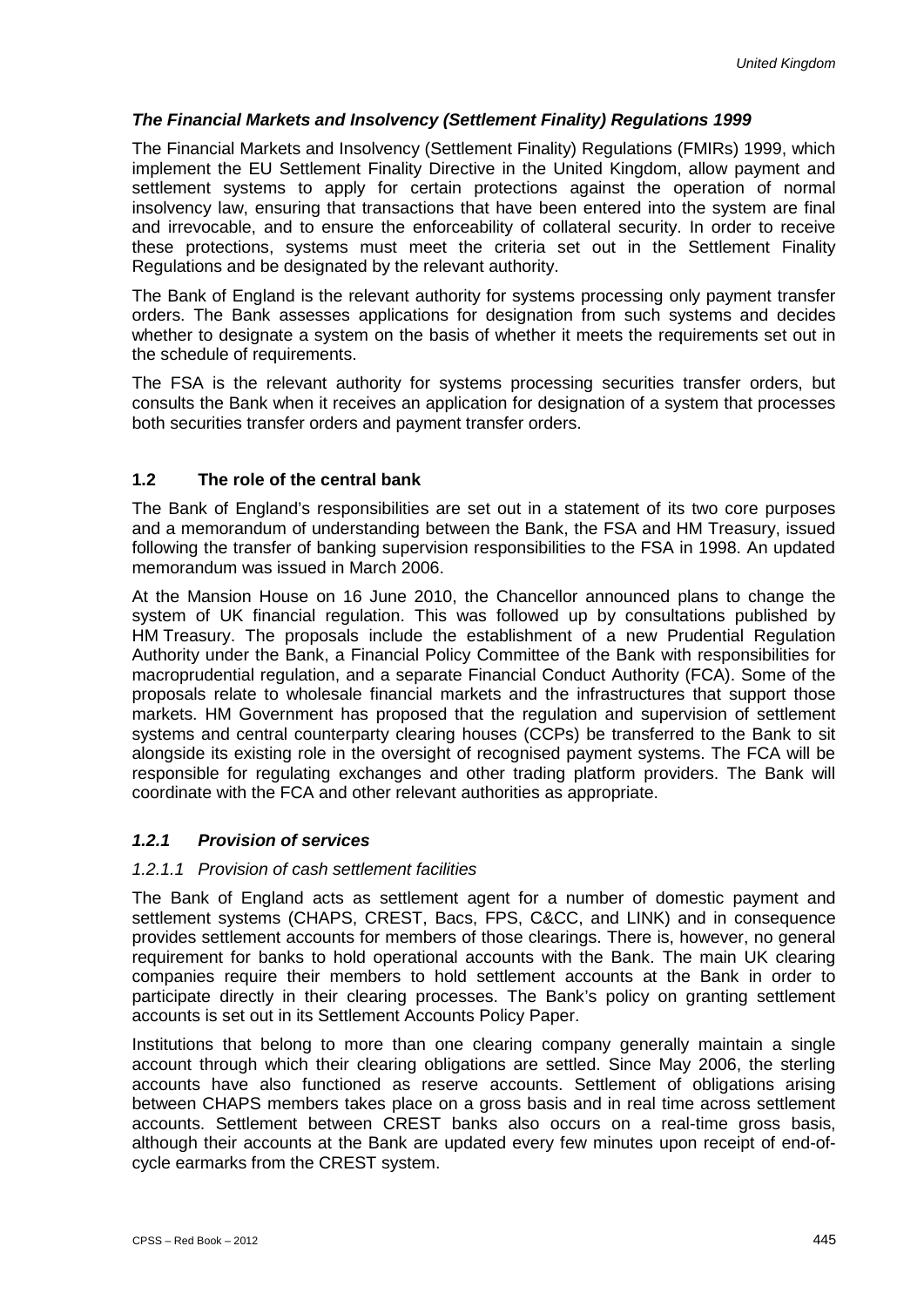### *The Financial Markets and Insolvency (Settlement Finality) Regulations 1999*

The Financial Markets and Insolvency (Settlement Finality) Regulations (FMIRs) 1999, which implement the EU Settlement Finality Directive in the United Kingdom, allow payment and settlement systems to apply for certain protections against the operation of normal insolvency law, ensuring that transactions that have been entered into the system are final and irrevocable, and to ensure the enforceability of collateral security. In order to receive these protections, systems must meet the criteria set out in the Settlement Finality Regulations and be designated by the relevant authority.

The Bank of England is the relevant authority for systems processing only payment transfer orders. The Bank assesses applications for designation from such systems and decides whether to designate a system on the basis of whether it meets the requirements set out in the schedule of requirements.

The FSA is the relevant authority for systems processing securities transfer orders, but consults the Bank when it receives an application for designation of a system that processes both securities transfer orders and payment transfer orders.

## 1.2 The role of the central bank

The Bank of England's responsibilities are set out in a statement of its two core purposes and a memorandum of understanding between the Bank, the FSA and HM Treasury, issued following the transfer of banking supervision responsibilities to the FSA in 1998. An updated memorandum was issued in March 2006.

At the Mansion House on 16 June 2010, the Chancellor announced plans to change the system of UK financial regulation. This was followed up by consultations published by HM Treasury. The proposals include the establishment of a new Prudential Regulation Authority under the Bank, a Financial Policy Committee of the Bank with responsibilities for macroprudential regulation, and a separate Financial Conduct Authority (FCA). Some of the proposals relate to wholesale financial markets and the infrastructures that support those markets. HM Government has proposed that the regulation and supervision of settlement systems and central counterparty clearing houses (CCPs) be transferred to the Bank to sit alongside its existing role in the oversight of recognised payment systems. The FCA will be responsible for regulating exchanges and other trading platform providers. The Bank will coordinate with the FCA and other relevant authorities as appropriate.

### *1.2.1 Provision of services*

#### *1.2.1.1 Provision of cash settlement facilities*

The Bank of England acts as settlement agent for a number of domestic payment and settlement systems (CHAPS, CREST, Bacs, FPS, C&CC, and LINK) and in consequence provides settlement accounts for members of those clearings. There is, however, no general requirement for banks to hold operational accounts with the Bank. The main UK clearing companies require their members to hold settlement accounts at the Bank in order to participate directly in their clearing processes. The Bank's policy on granting settlement accounts is set out in its Settlement Accounts Policy Paper.

Institutions that belong to more than one clearing company generally maintain a single account through which their clearing obligations are settled. Since May 2006, the sterling accounts have also functioned as reserve accounts. Settlement of obligations arising between CHAPS members takes place on a gross basis and in real time across settlement accounts. Settlement between CREST banks also occurs on a real-time gross basis, although their accounts at the Bank are updated every few minutes upon receipt of end-of-cycle earmarks from the CREST system.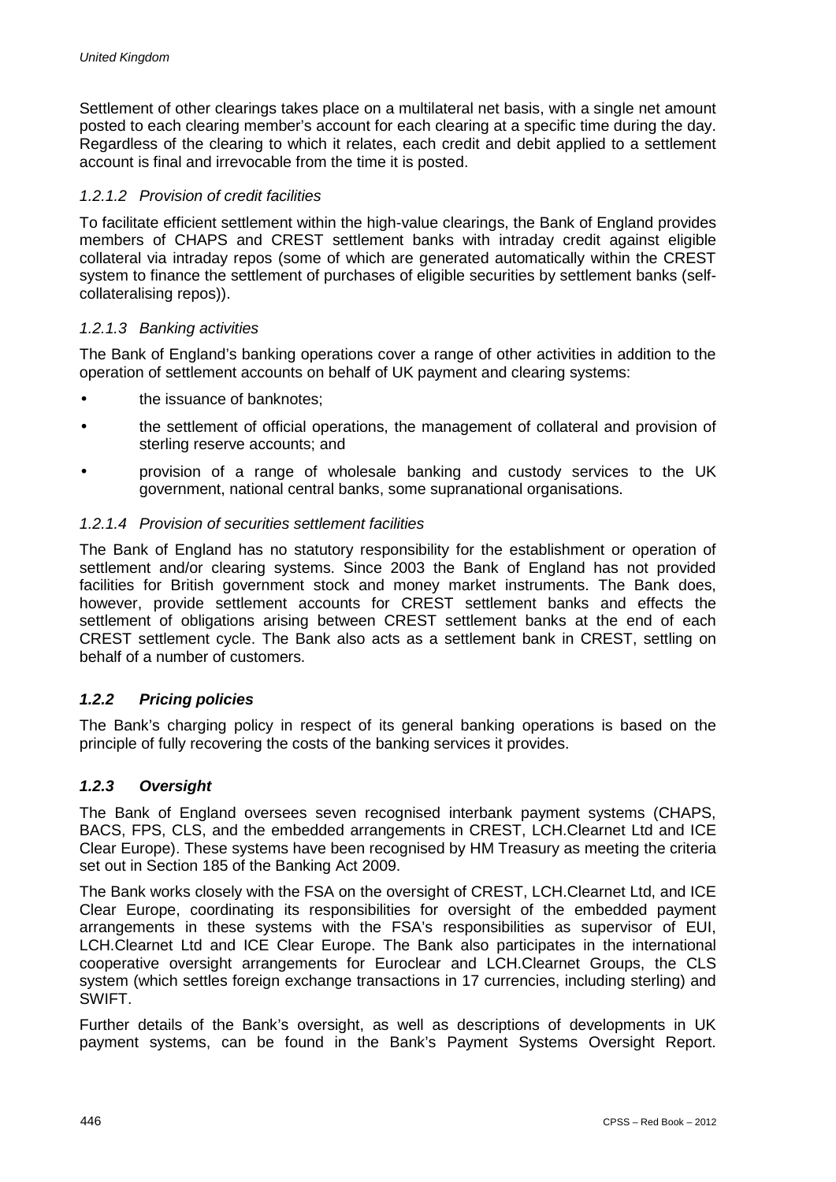Settlement of other clearings takes place on a multilateral net basis, with a single net amount posted to each clearing member's account for each clearing at a specific time during the day. Regardless of the clearing to which it relates, each credit and debit applied to a settlement account is final and irrevocable from the time it is posted.

#### *1.2.1.2 Provision of credit facilities*

To facilitate efficient settlement within the high-value clearings, the Bank of England provides members of CHAPS and CREST settlement banks with intraday credit against eligible collateral via intraday repos (some of which are generated automatically within the CREST system to finance the settlement of purchases of eligible securities by settlement banks (self-collateralising repos)).

#### *1.2.1.3 Banking activities*

The Bank of England's banking operations cover a range of other activities in addition to the operation of settlement accounts on behalf of UK payment and clearing systems:

- the issuance of banknotes;
- the settlement of official operations, the management of collateral and provision of sterling reserve accounts; and
- provision of a range of wholesale banking and custody services to the UK government, national central banks, some supranational organisations.

#### *1.2.1.4 Provision of securities settlement facilities*

The Bank of England has no statutory responsibility for the establishment or operation of settlement and/or clearing systems. Since 2003 the Bank of England has not provided facilities for British government stock and money market instruments. The Bank does, however, provide settlement accounts for CREST settlement banks and effects the settlement of obligations arising between CREST settlement banks at the end of each CREST settlement cycle. The Bank also acts as a settlement bank in CREST, settling on behalf of a number of customers.

### *1.2.2 Pricing policies*

The Bank's charging policy in respect of its general banking operations is based on the principle of fully recovering the costs of the banking services it provides.

### *1.2.3 Oversight*

The Bank of England oversees seven recognised interbank payment systems (CHAPS, BACS, FPS, CLS, and the embedded arrangements in CREST, LCH.Clearnet Ltd and ICE Clear Europe). These systems have been recognised by HM Treasury as meeting the criteria set out in Section 185 of the Banking Act 2009.

The Bank works closely with the FSA on the oversight of CREST, LCH.Clearnet Ltd, and ICE Clear Europe, coordinating its responsibilities for oversight of the embedded payment arrangements in these systems with the FSA's responsibilities as supervisor of EUI, LCH.Clearnet Ltd and ICE Clear Europe. The Bank also participates in the international cooperative oversight arrangements for Euroclear and LCH.Clearnet Groups, the CLS system (which settles foreign exchange transactions in 17 currencies, including sterling) and SWIFT.

Further details of the Bank's oversight, as well as descriptions of developments in UK payment systems, can be found in the Bank's Payment Systems Oversight Report.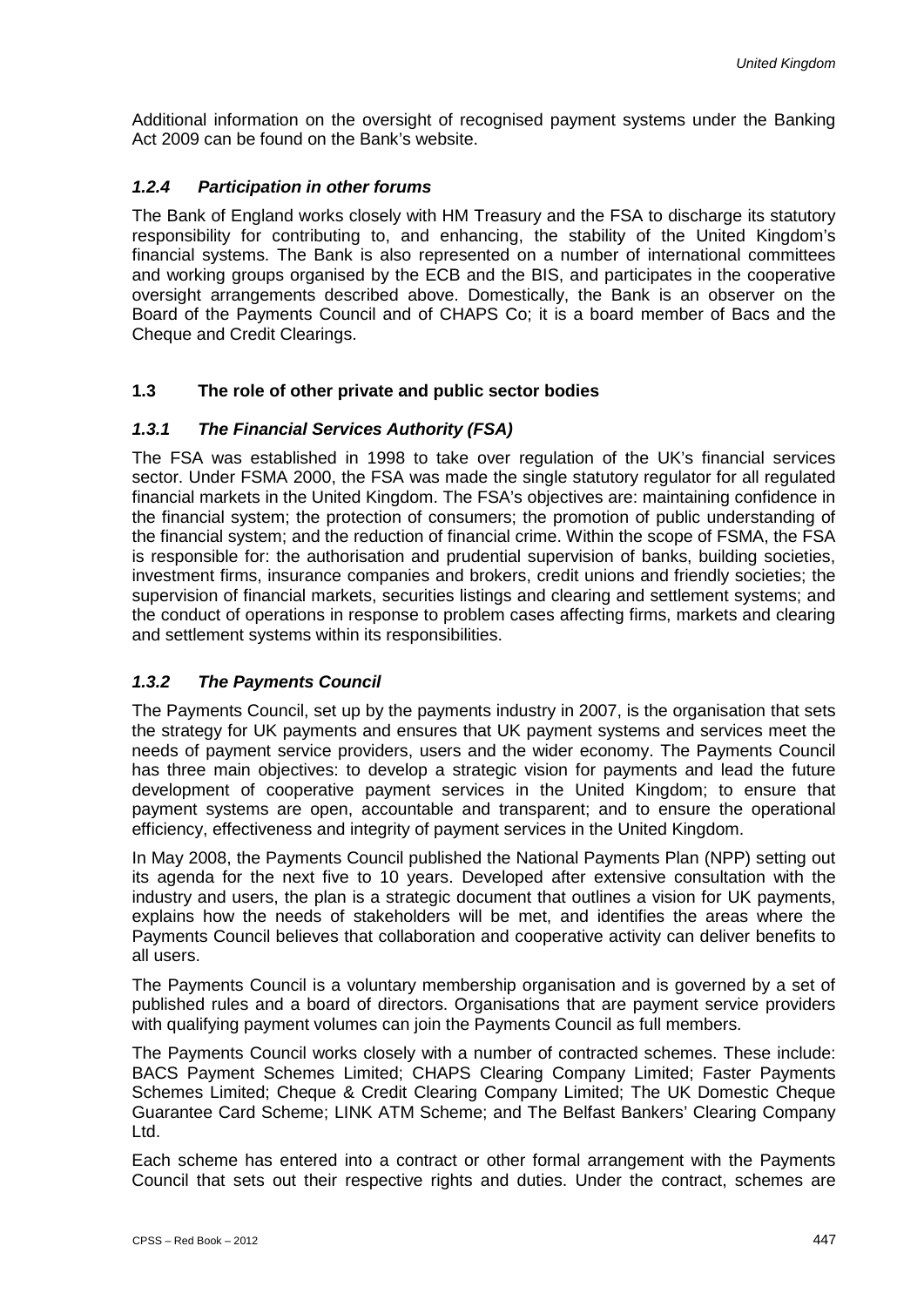Additional information on the oversight of recognised payment systems under the Banking Act 2009 can be found on the Bank's website.

### *1.2.4 Participation in other forums*

The Bank of England works closely with HM Treasury and the FSA to discharge its statutory responsibility for contributing to, and enhancing, the stability of the United Kingdom's financial systems. The Bank is also represented on a number of international committees and working groups organised by the ECB and the BIS, and participates in the cooperative oversight arrangements described above. Domestically, the Bank is an observer on the Board of the Payments Council and of CHAPS Co; it is a board member of Bacs and the Cheque and Credit Clearings.

## 1.3 The role of other private and public sector bodies

### *1.3.1 The Financial Services Authority (FSA)*

The FSA was established in 1998 to take over regulation of the UK's financial services sector. Under FSMA 2000, the FSA was made the single statutory regulator for all regulated financial markets in the United Kingdom. The FSA's objectives are: maintaining confidence in the financial system; the protection of consumers; the promotion of public understanding of the financial system; and the reduction of financial crime. Within the scope of FSMA, the FSA is responsible for: the authorisation and prudential supervision of banks, building societies, investment firms, insurance companies and brokers, credit unions and friendly societies; the supervision of financial markets, securities listings and clearing and settlement systems; and the conduct of operations in response to problem cases affecting firms, markets and clearing and settlement systems within its responsibilities.

### *1.3.2 The Payments Council*

The Payments Council, set up by the payments industry in 2007, is the organisation that sets the strategy for UK payments and ensures that UK payment systems and services meet the needs of payment service providers, users and the wider economy. The Payments Council has three main objectives: to develop a strategic vision for payments and lead the future development of cooperative payment services in the United Kingdom; to ensure that payment systems are open, accountable and transparent; and to ensure the operational efficiency, effectiveness and integrity of payment services in the United Kingdom.

In May 2008, the Payments Council published the National Payments Plan (NPP) setting out its agenda for the next five to 10 years. Developed after extensive consultation with the industry and users, the plan is a strategic document that outlines a vision for UK payments, explains how the needs of stakeholders will be met, and identifies the areas where the Payments Council believes that collaboration and cooperative activity can deliver benefits to all users.

The Payments Council is a voluntary membership organisation and is governed by a set of published rules and a board of directors. Organisations that are payment service providers with qualifying payment volumes can join the Payments Council as full members.

The Payments Council works closely with a number of contracted schemes. These include: BACS Payment Schemes Limited; CHAPS Clearing Company Limited; Faster Payments Schemes Limited; Cheque & Credit Clearing Company Limited; The UK Domestic Cheque Guarantee Card Scheme; LINK ATM Scheme; and The Belfast Bankers' Clearing Company Ltd.

Each scheme has entered into a contract or other formal arrangement with the Payments Council that sets out their respective rights and duties. Under the contract, schemes are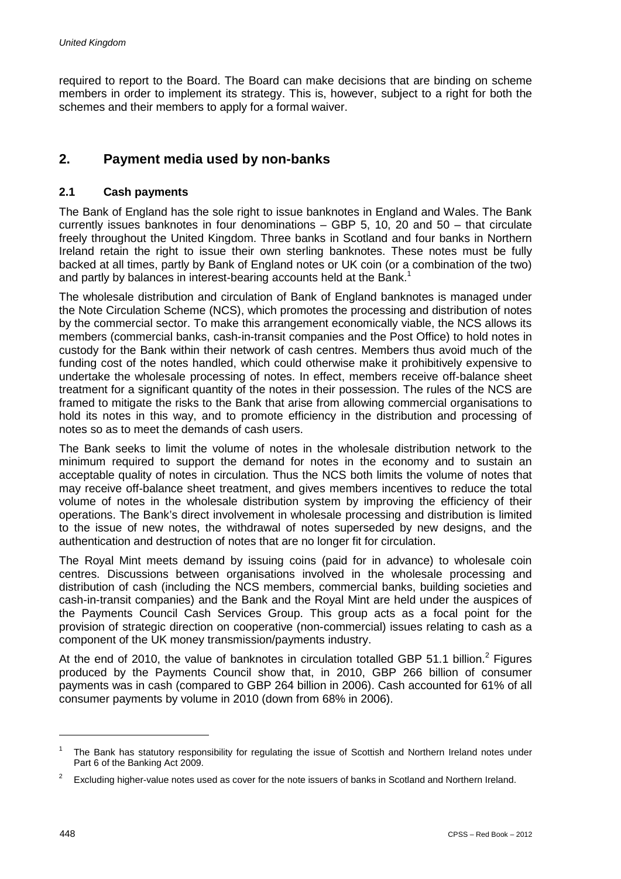required to report to the Board. The Board can make decisions that are binding on scheme members in order to implement its strategy. This is, however, subject to a right for both the schemes and their members to apply for a formal waiver.

## 2. Payment media used by non-banks

### 2.1 Cash payments

The Bank of England has the sole right to issue banknotes in England and Wales. The Bank currently issues banknotes in four denominations – GBP 5, 10, 20 and 50 – that circulate freely throughout the United Kingdom. Three banks in Scotland and four banks in Northern Ireland retain the right to issue their own sterling banknotes. These notes must be fully backed at all times, partly by Bank of England notes or UK coin (or a combination of the two) and partly by balances in interest-bearing accounts held at the Bank.[1]

The wholesale distribution and circulation of Bank of England banknotes is managed under the Note Circulation Scheme (NCS), which promotes the processing and distribution of notes by the commercial sector. To make this arrangement economically viable, the NCS allows its members (commercial banks, cash-in-transit companies and the Post Office) to hold notes in custody for the Bank within their network of cash centres. Members thus avoid much of the funding cost of the notes handled, which could otherwise make it prohibitively expensive to undertake the wholesale processing of notes. In effect, members receive off-balance sheet treatment for a significant quantity of the notes in their possession. The rules of the NCS are framed to mitigate the risks to the Bank that arise from allowing commercial organisations to hold its notes in this way, and to promote efficiency in the distribution and processing of notes so as to meet the demands of cash users.

The Bank seeks to limit the volume of notes in the wholesale distribution network to the minimum required to support the demand for notes in the economy and to sustain an acceptable quality of notes in circulation. Thus the NCS both limits the volume of notes that may receive off-balance sheet treatment, and gives members incentives to reduce the total volume of notes in the wholesale distribution system by improving the efficiency of their operations. The Bank's direct involvement in wholesale processing and distribution is limited to the issue of new notes, the withdrawal of notes superseded by new designs, and the authentication and destruction of notes that are no longer fit for circulation.

The Royal Mint meets demand by issuing coins (paid for in advance) to wholesale coin centres. Discussions between organisations involved in the wholesale processing and distribution of cash (including the NCS members, commercial banks, building societies and cash-in-transit companies) and the Bank and the Royal Mint are held under the auspices of the Payments Council Cash Services Group. This group acts as a focal point for the provision of strategic direction on cooperative (non-commercial) issues relating to cash as a component of the UK money transmission/payments industry.

At the end of 2010, the value of banknotes in circulation totalled GBP 51.1 billion.[2] Figures produced by the Payments Council show that, in 2010, GBP 266 billion of consumer payments was in cash (compared to GBP 264 billion in 2006). Cash accounted for 61% of all consumer payments by volume in 2010 (down from 68% in 2006).

---

[1] The Bank has statutory responsibility for regulating the issue of Scottish and Northern Ireland notes under Part 6 of the Banking Act 2009.

[2] Excluding higher-value notes used as cover for the note issuers of banks in Scotland and Northern Ireland.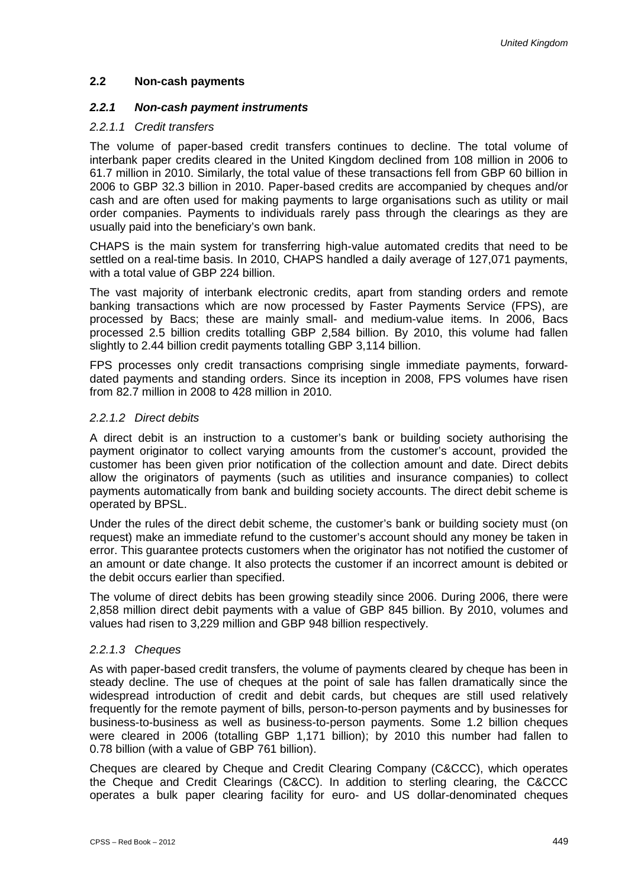## 2.2 Non-cash payments

### *2.2.1 Non-cash payment instruments*

#### *2.2.1.1 Credit transfers*

The volume of paper-based credit transfers continues to decline. The total volume of interbank paper credits cleared in the United Kingdom declined from 108 million in 2006 to 61.7 million in 2010. Similarly, the total value of these transactions fell from GBP 60 billion in 2006 to GBP 32.3 billion in 2010. Paper-based credits are accompanied by cheques and/or cash and are often used for making payments to large organisations such as utility or mail order companies. Payments to individuals rarely pass through the clearings as they are usually paid into the beneficiary's own bank.

CHAPS is the main system for transferring high-value automated credits that need to be settled on a real-time basis. In 2010, CHAPS handled a daily average of 127,071 payments, with a total value of GBP 224 billion.

The vast majority of interbank electronic credits, apart from standing orders and remote banking transactions which are now processed by Faster Payments Service (FPS), are processed by Bacs; these are mainly small- and medium-value items. In 2006, Bacs processed 2.5 billion credits totalling GBP 2,584 billion. By 2010, this volume had fallen slightly to 2.44 billion credit payments totalling GBP 3,114 billion.

FPS processes only credit transactions comprising single immediate payments, forward-dated payments and standing orders. Since its inception in 2008, FPS volumes have risen from 82.7 million in 2008 to 428 million in 2010.

#### *2.2.1.2 Direct debits*

A direct debit is an instruction to a customer's bank or building society authorising the payment originator to collect varying amounts from the customer's account, provided the customer has been given prior notification of the collection amount and date. Direct debits allow the originators of payments (such as utilities and insurance companies) to collect payments automatically from bank and building society accounts. The direct debit scheme is operated by BPSL.

Under the rules of the direct debit scheme, the customer's bank or building society must (on request) make an immediate refund to the customer's account should any money be taken in error. This guarantee protects customers when the originator has not notified the customer of an amount or date change. It also protects the customer if an incorrect amount is debited or the debit occurs earlier than specified.

The volume of direct debits has been growing steadily since 2006. During 2006, there were 2,858 million direct debit payments with a value of GBP 845 billion. By 2010, volumes and values had risen to 3,229 million and GBP 948 billion respectively.

#### *2.2.1.3 Cheques*

As with paper-based credit transfers, the volume of payments cleared by cheque has been in steady decline. The use of cheques at the point of sale has fallen dramatically since the widespread introduction of credit and debit cards, but cheques are still used relatively frequently for the remote payment of bills, person-to-person payments and by businesses for business-to-business as well as business-to-person payments. Some 1.2 billion cheques were cleared in 2006 (totalling GBP 1,171 billion); by 2010 this number had fallen to 0.78 billion (with a value of GBP 761 billion).

Cheques are cleared by Cheque and Credit Clearing Company (C&CCC), which operates the Cheque and Credit Clearings (C&CC). In addition to sterling clearing, the C&CCC operates a bulk paper clearing facility for euro- and US dollar-denominated cheques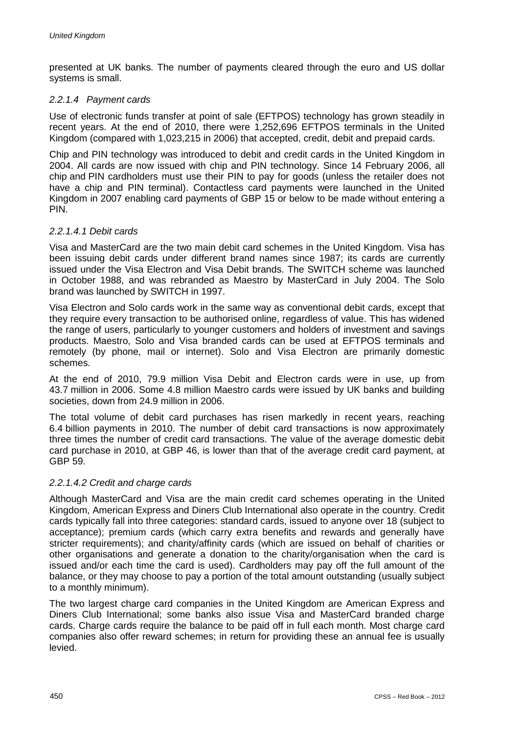presented at UK banks. The number of payments cleared through the euro and US dollar systems is small.

#### *2.2.1.4 Payment cards*

Use of electronic funds transfer at point of sale (EFTPOS) technology has grown steadily in recent years. At the end of 2010, there were 1,252,696 EFTPOS terminals in the United Kingdom (compared with 1,023,215 in 2006) that accepted, credit, debit and prepaid cards.

Chip and PIN technology was introduced to debit and credit cards in the United Kingdom in 2004. All cards are now issued with chip and PIN technology. Since 14 February 2006, all chip and PIN cardholders must use their PIN to pay for goods (unless the retailer does not have a chip and PIN terminal). Contactless card payments were launched in the United Kingdom in 2007 enabling card payments of GBP 15 or below to be made without entering a PIN.

##### *2.2.1.4.1 Debit cards*

Visa and MasterCard are the two main debit card schemes in the United Kingdom. Visa has been issuing debit cards under different brand names since 1987; its cards are currently issued under the Visa Electron and Visa Debit brands. The SWITCH scheme was launched in October 1988, and was rebranded as Maestro by MasterCard in July 2004. The Solo brand was launched by SWITCH in 1997.

Visa Electron and Solo cards work in the same way as conventional debit cards, except that they require every transaction to be authorised online, regardless of value. This has widened the range of users, particularly to younger customers and holders of investment and savings products. Maestro, Solo and Visa branded cards can be used at EFTPOS terminals and remotely (by phone, mail or internet). Solo and Visa Electron are primarily domestic schemes.

At the end of 2010, 79.9 million Visa Debit and Electron cards were in use, up from 43.7 million in 2006. Some 4.8 million Maestro cards were issued by UK banks and building societies, down from 24.9 million in 2006.

The total volume of debit card purchases has risen markedly in recent years, reaching 6.4 billion payments in 2010. The number of debit card transactions is now approximately three times the number of credit card transactions. The value of the average domestic debit card purchase in 2010, at GBP 46, is lower than that of the average credit card payment, at GBP 59.

##### *2.2.1.4.2 Credit and charge cards*

Although MasterCard and Visa are the main credit card schemes operating in the United Kingdom, American Express and Diners Club International also operate in the country. Credit cards typically fall into three categories: standard cards, issued to anyone over 18 (subject to acceptance); premium cards (which carry extra benefits and rewards and generally have stricter requirements); and charity/affinity cards (which are issued on behalf of charities or other organisations and generate a donation to the charity/organisation when the card is issued and/or each time the card is used). Cardholders may pay off the full amount of the balance, or they may choose to pay a portion of the total amount outstanding (usually subject to a monthly minimum).

The two largest charge card companies in the United Kingdom are American Express and Diners Club International; some banks also issue Visa and MasterCard branded charge cards. Charge cards require the balance to be paid off in full each month. Most charge card companies also offer reward schemes; in return for providing these an annual fee is usually levied.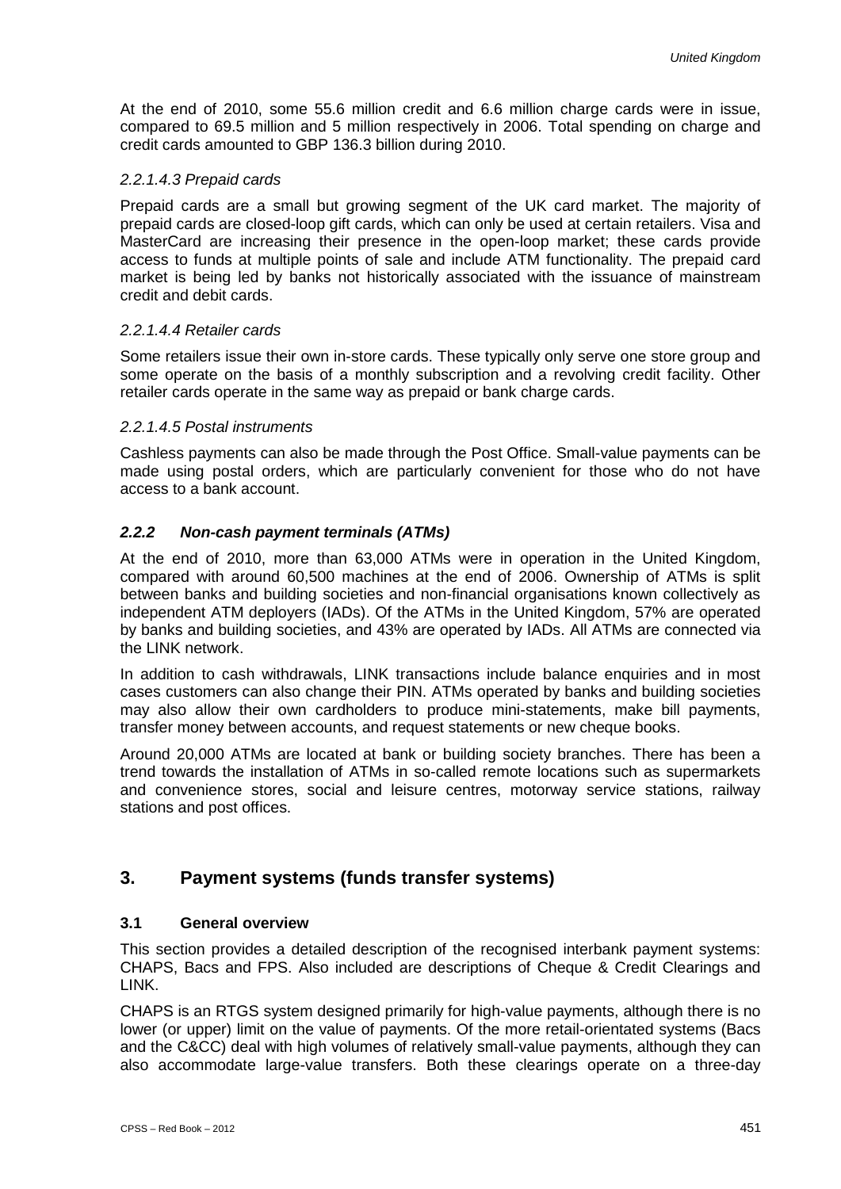At the end of 2010, some 55.6 million credit and 6.6 million charge cards were in issue, compared to 69.5 million and 5 million respectively in 2006. Total spending on charge and credit cards amounted to GBP 136.3 billion during 2010.

*2.2.1.4.3 Prepaid cards*

Prepaid cards are a small but growing segment of the UK card market. The majority of prepaid cards are closed-loop gift cards, which can only be used at certain retailers. Visa and MasterCard are increasing their presence in the open-loop market; these cards provide access to funds at multiple points of sale and include ATM functionality. The prepaid card market is being led by banks not historically associated with the issuance of mainstream credit and debit cards.

*2.2.1.4.4 Retailer cards*

Some retailers issue their own in-store cards. These typically only serve one store group and some operate on the basis of a monthly subscription and a revolving credit facility. Other retailer cards operate in the same way as prepaid or bank charge cards.

*2.2.1.4.5 Postal instruments*

Cashless payments can also be made through the Post Office. Small-value payments can be made using postal orders, which are particularly convenient for those who do not have access to a bank account.

### *2.2.2 Non-cash payment terminals (ATMs)*

At the end of 2010, more than 63,000 ATMs were in operation in the United Kingdom, compared with around 60,500 machines at the end of 2006. Ownership of ATMs is split between banks and building societies and non-financial organisations known collectively as independent ATM deployers (IADs). Of the ATMs in the United Kingdom, 57% are operated by banks and building societies, and 43% are operated by IADs. All ATMs are connected via the LINK network.

In addition to cash withdrawals, LINK transactions include balance enquiries and in most cases customers can also change their PIN. ATMs operated by banks and building societies may also allow their own cardholders to produce mini-statements, make bill payments, transfer money between accounts, and request statements or new cheque books.

Around 20,000 ATMs are located at bank or building society branches. There has been a trend towards the installation of ATMs in so-called remote locations such as supermarkets and convenience stores, social and leisure centres, motorway service stations, railway stations and post offices.

## 3. Payment systems (funds transfer systems)

### 3.1 General overview

This section provides a detailed description of the recognised interbank payment systems: CHAPS, Bacs and FPS. Also included are descriptions of Cheque & Credit Clearings and LINK.

CHAPS is an RTGS system designed primarily for high-value payments, although there is no lower (or upper) limit on the value of payments. Of the more retail-orientated systems (Bacs and the C&CC) deal with high volumes of relatively small-value payments, although they can also accommodate large-value transfers. Both these clearings operate on a three-day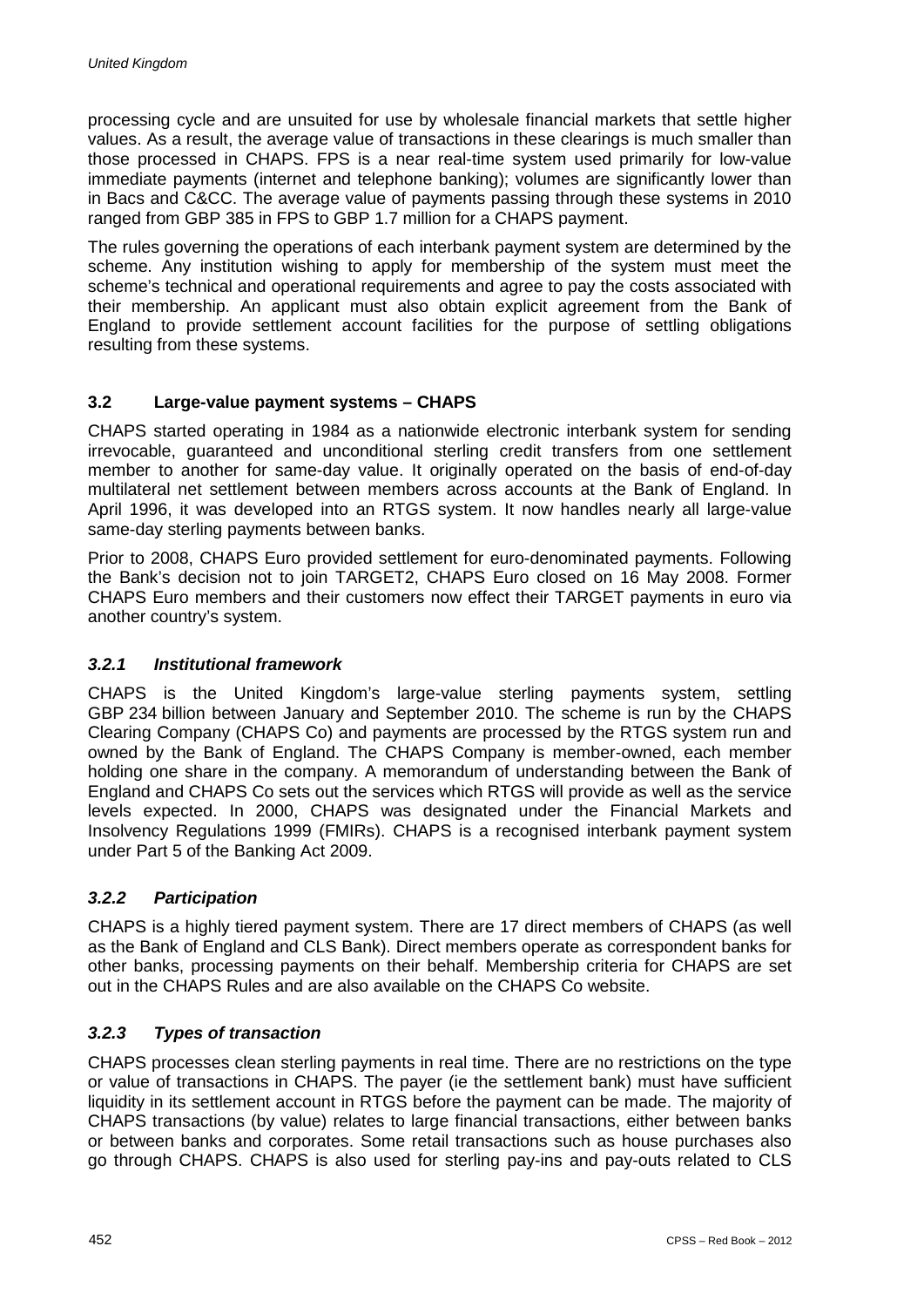processing cycle and are unsuited for use by wholesale financial markets that settle higher values. As a result, the average value of transactions in these clearings is much smaller than those processed in CHAPS. FPS is a near real-time system used primarily for low-value immediate payments (internet and telephone banking); volumes are significantly lower than in Bacs and C&CC. The average value of payments passing through these systems in 2010 ranged from GBP 385 in FPS to GBP 1.7 million for a CHAPS payment.

The rules governing the operations of each interbank payment system are determined by the scheme. Any institution wishing to apply for membership of the system must meet the scheme's technical and operational requirements and agree to pay the costs associated with their membership. An applicant must also obtain explicit agreement from the Bank of England to provide settlement account facilities for the purpose of settling obligations resulting from these systems.

## 3.2 Large-value payment systems – CHAPS

CHAPS started operating in 1984 as a nationwide electronic interbank system for sending irrevocable, guaranteed and unconditional sterling credit transfers from one settlement member to another for same-day value. It originally operated on the basis of end-of-day multilateral net settlement between members across accounts at the Bank of England. In April 1996, it was developed into an RTGS system. It now handles nearly all large-value same-day sterling payments between banks.

Prior to 2008, CHAPS Euro provided settlement for euro-denominated payments. Following the Bank's decision not to join TARGET2, CHAPS Euro closed on 16 May 2008. Former CHAPS Euro members and their customers now effect their TARGET payments in euro via another country's system.

### *3.2.1 Institutional framework*

CHAPS is the United Kingdom's large-value sterling payments system, settling GBP 234 billion between January and September 2010. The scheme is run by the CHAPS Clearing Company (CHAPS Co) and payments are processed by the RTGS system run and owned by the Bank of England. The CHAPS Company is member-owned, each member holding one share in the company. A memorandum of understanding between the Bank of England and CHAPS Co sets out the services which RTGS will provide as well as the service levels expected. In 2000, CHAPS was designated under the Financial Markets and Insolvency Regulations 1999 (FMIRs). CHAPS is a recognised interbank payment system under Part 5 of the Banking Act 2009.

### *3.2.2 Participation*

CHAPS is a highly tiered payment system. There are 17 direct members of CHAPS (as well as the Bank of England and CLS Bank). Direct members operate as correspondent banks for other banks, processing payments on their behalf. Membership criteria for CHAPS are set out in the CHAPS Rules and are also available on the CHAPS Co website.

### *3.2.3 Types of transaction*

CHAPS processes clean sterling payments in real time. There are no restrictions on the type or value of transactions in CHAPS. The payer (ie the settlement bank) must have sufficient liquidity in its settlement account in RTGS before the payment can be made. The majority of CHAPS transactions (by value) relates to large financial transactions, either between banks or between banks and corporates. Some retail transactions such as house purchases also go through CHAPS. CHAPS is also used for sterling pay-ins and pay-outs related to CLS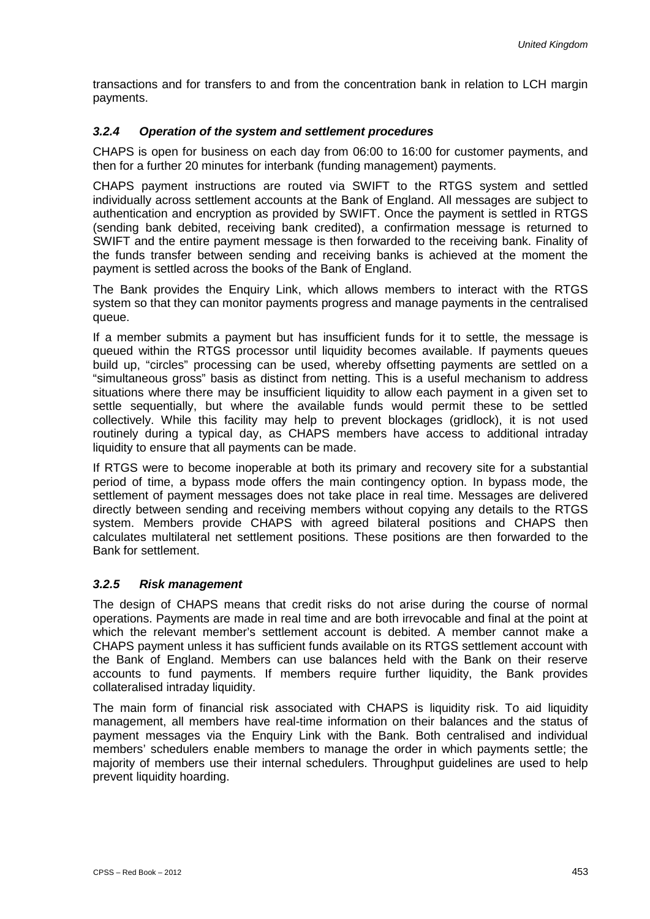transactions and for transfers to and from the concentration bank in relation to LCH margin payments.

### *3.2.4 Operation of the system and settlement procedures*

CHAPS is open for business on each day from 06:00 to 16:00 for customer payments, and then for a further 20 minutes for interbank (funding management) payments.

CHAPS payment instructions are routed via SWIFT to the RTGS system and settled individually across settlement accounts at the Bank of England. All messages are subject to authentication and encryption as provided by SWIFT. Once the payment is settled in RTGS (sending bank debited, receiving bank credited), a confirmation message is returned to SWIFT and the entire payment message is then forwarded to the receiving bank. Finality of the funds transfer between sending and receiving banks is achieved at the moment the payment is settled across the books of the Bank of England.

The Bank provides the Enquiry Link, which allows members to interact with the RTGS system so that they can monitor payments progress and manage payments in the centralised queue.

If a member submits a payment but has insufficient funds for it to settle, the message is queued within the RTGS processor until liquidity becomes available. If payments queues build up, "circles" processing can be used, whereby offsetting payments are settled on a "simultaneous gross" basis as distinct from netting. This is a useful mechanism to address situations where there may be insufficient liquidity to allow each payment in a given set to settle sequentially, but where the available funds would permit these to be settled collectively. While this facility may help to prevent blockages (gridlock), it is not used routinely during a typical day, as CHAPS members have access to additional intraday liquidity to ensure that all payments can be made.

If RTGS were to become inoperable at both its primary and recovery site for a substantial period of time, a bypass mode offers the main contingency option. In bypass mode, the settlement of payment messages does not take place in real time. Messages are delivered directly between sending and receiving members without copying any details to the RTGS system. Members provide CHAPS with agreed bilateral positions and CHAPS then calculates multilateral net settlement positions. These positions are then forwarded to the Bank for settlement.

### *3.2.5 Risk management*

The design of CHAPS means that credit risks do not arise during the course of normal operations. Payments are made in real time and are both irrevocable and final at the point at which the relevant member's settlement account is debited. A member cannot make a CHAPS payment unless it has sufficient funds available on its RTGS settlement account with the Bank of England. Members can use balances held with the Bank on their reserve accounts to fund payments. If members require further liquidity, the Bank provides collateralised intraday liquidity.

The main form of financial risk associated with CHAPS is liquidity risk. To aid liquidity management, all members have real-time information on their balances and the status of payment messages via the Enquiry Link with the Bank. Both centralised and individual members' schedulers enable members to manage the order in which payments settle; the majority of members use their internal schedulers. Throughput guidelines are used to help prevent liquidity hoarding.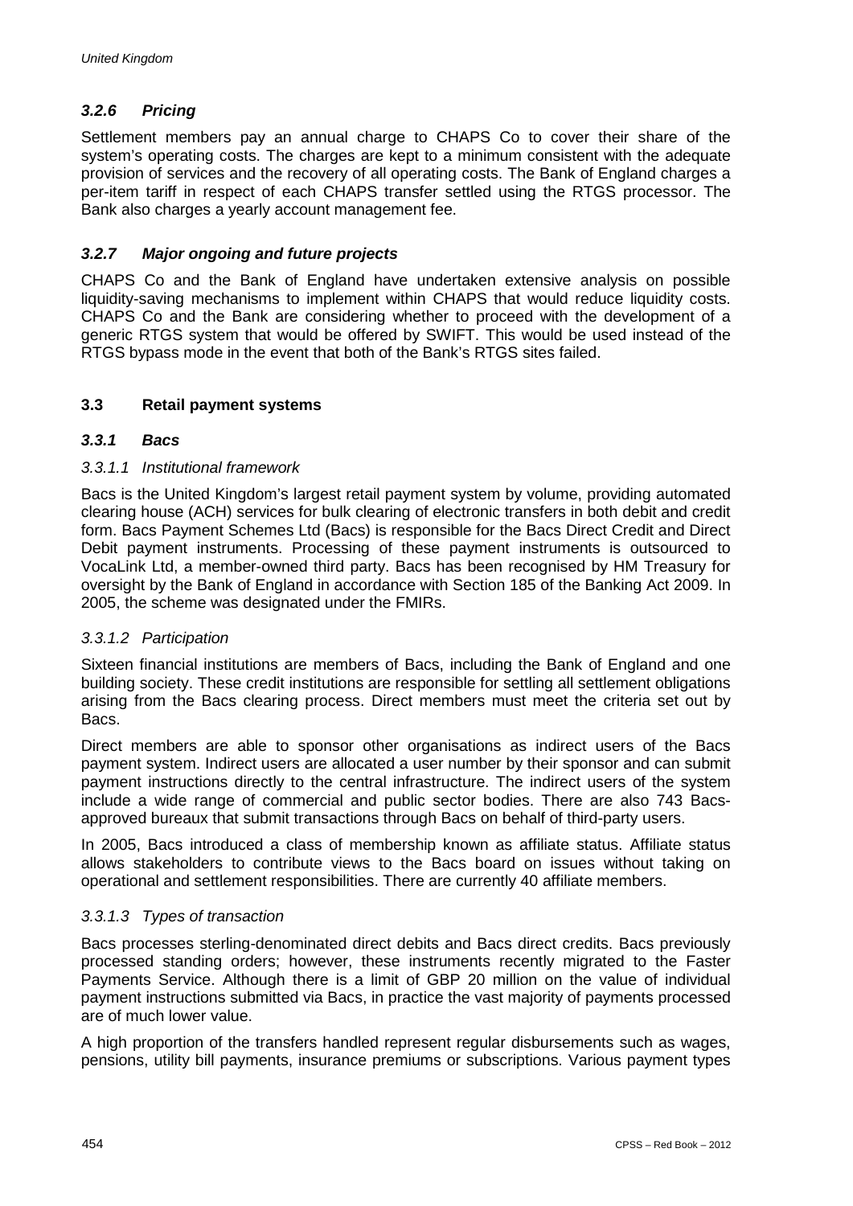### *3.2.6 Pricing*

Settlement members pay an annual charge to CHAPS Co to cover their share of the system's operating costs. The charges are kept to a minimum consistent with the adequate provision of services and the recovery of all operating costs. The Bank of England charges a per-item tariff in respect of each CHAPS transfer settled using the RTGS processor. The Bank also charges a yearly account management fee.

### *3.2.7 Major ongoing and future projects*

CHAPS Co and the Bank of England have undertaken extensive analysis on possible liquidity-saving mechanisms to implement within CHAPS that would reduce liquidity costs. CHAPS Co and the Bank are considering whether to proceed with the development of a generic RTGS system that would be offered by SWIFT. This would be used instead of the RTGS bypass mode in the event that both of the Bank's RTGS sites failed.

## 3.3 Retail payment systems

### *3.3.1 Bacs*

#### *3.3.1.1 Institutional framework*

Bacs is the United Kingdom's largest retail payment system by volume, providing automated clearing house (ACH) services for bulk clearing of electronic transfers in both debit and credit form. Bacs Payment Schemes Ltd (Bacs) is responsible for the Bacs Direct Credit and Direct Debit payment instruments. Processing of these payment instruments is outsourced to VocaLink Ltd, a member-owned third party. Bacs has been recognised by HM Treasury for oversight by the Bank of England in accordance with Section 185 of the Banking Act 2009. In 2005, the scheme was designated under the FMIRs.

#### *3.3.1.2 Participation*

Sixteen financial institutions are members of Bacs, including the Bank of England and one building society. These credit institutions are responsible for settling all settlement obligations arising from the Bacs clearing process. Direct members must meet the criteria set out by Bacs.

Direct members are able to sponsor other organisations as indirect users of the Bacs payment system. Indirect users are allocated a user number by their sponsor and can submit payment instructions directly to the central infrastructure. The indirect users of the system include a wide range of commercial and public sector bodies. There are also 743 Bacs-approved bureaux that submit transactions through Bacs on behalf of third-party users.

In 2005, Bacs introduced a class of membership known as affiliate status. Affiliate status allows stakeholders to contribute views to the Bacs board on issues without taking on operational and settlement responsibilities. There are currently 40 affiliate members.

#### *3.3.1.3 Types of transaction*

Bacs processes sterling-denominated direct debits and Bacs direct credits. Bacs previously processed standing orders; however, these instruments recently migrated to the Faster Payments Service. Although there is a limit of GBP 20 million on the value of individual payment instructions submitted via Bacs, in practice the vast majority of payments processed are of much lower value.

A high proportion of the transfers handled represent regular disbursements such as wages, pensions, utility bill payments, insurance premiums or subscriptions. Various payment types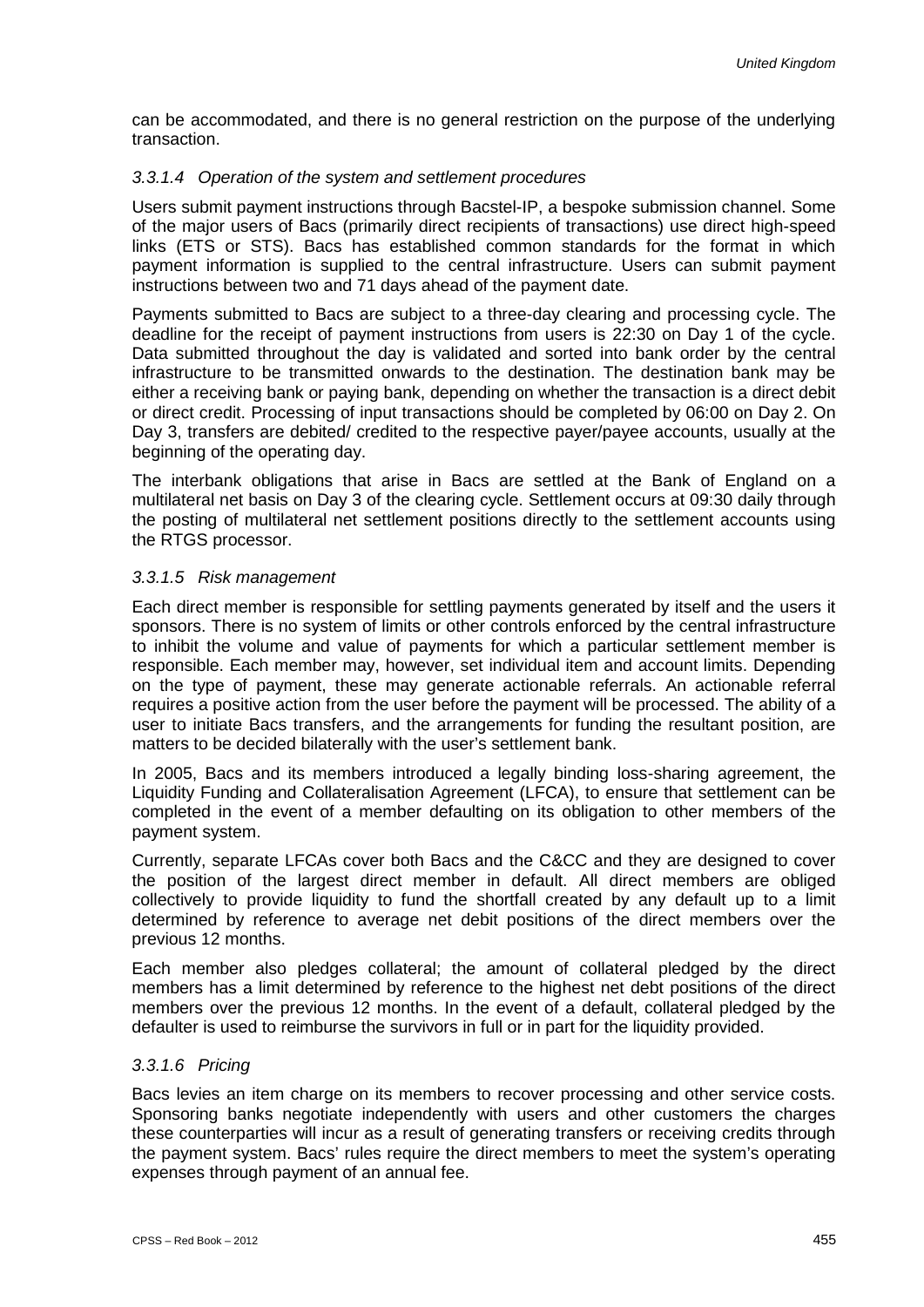can be accommodated, and there is no general restriction on the purpose of the underlying transaction.

#### *3.3.1.4 Operation of the system and settlement procedures*

Users submit payment instructions through Bacstel-IP, a bespoke submission channel. Some of the major users of Bacs (primarily direct recipients of transactions) use direct high-speed links (ETS or STS). Bacs has established common standards for the format in which payment information is supplied to the central infrastructure. Users can submit payment instructions between two and 71 days ahead of the payment date.

Payments submitted to Bacs are subject to a three-day clearing and processing cycle. The deadline for the receipt of payment instructions from users is 22:30 on Day 1 of the cycle. Data submitted throughout the day is validated and sorted into bank order by the central infrastructure to be transmitted onwards to the destination. The destination bank may be either a receiving bank or paying bank, depending on whether the transaction is a direct debit or direct credit. Processing of input transactions should be completed by 06:00 on Day 2. On Day 3, transfers are debited/ credited to the respective payer/payee accounts, usually at the beginning of the operating day.

The interbank obligations that arise in Bacs are settled at the Bank of England on a multilateral net basis on Day 3 of the clearing cycle. Settlement occurs at 09:30 daily through the posting of multilateral net settlement positions directly to the settlement accounts using the RTGS processor.

#### *3.3.1.5 Risk management*

Each direct member is responsible for settling payments generated by itself and the users it sponsors. There is no system of limits or other controls enforced by the central infrastructure to inhibit the volume and value of payments for which a particular settlement member is responsible. Each member may, however, set individual item and account limits. Depending on the type of payment, these may generate actionable referrals. An actionable referral requires a positive action from the user before the payment will be processed. The ability of a user to initiate Bacs transfers, and the arrangements for funding the resultant position, are matters to be decided bilaterally with the user's settlement bank.

In 2005, Bacs and its members introduced a legally binding loss-sharing agreement, the Liquidity Funding and Collateralisation Agreement (LFCA), to ensure that settlement can be completed in the event of a member defaulting on its obligation to other members of the payment system.

Currently, separate LFCAs cover both Bacs and the C&CC and they are designed to cover the position of the largest direct member in default. All direct members are obliged collectively to provide liquidity to fund the shortfall created by any default up to a limit determined by reference to average net debit positions of the direct members over the previous 12 months.

Each member also pledges collateral; the amount of collateral pledged by the direct members has a limit determined by reference to the highest net debt positions of the direct members over the previous 12 months. In the event of a default, collateral pledged by the defaulter is used to reimburse the survivors in full or in part for the liquidity provided.

#### *3.3.1.6 Pricing*

Bacs levies an item charge on its members to recover processing and other service costs. Sponsoring banks negotiate independently with users and other customers the charges these counterparties will incur as a result of generating transfers or receiving credits through the payment system. Bacs' rules require the direct members to meet the system's operating expenses through payment of an annual fee.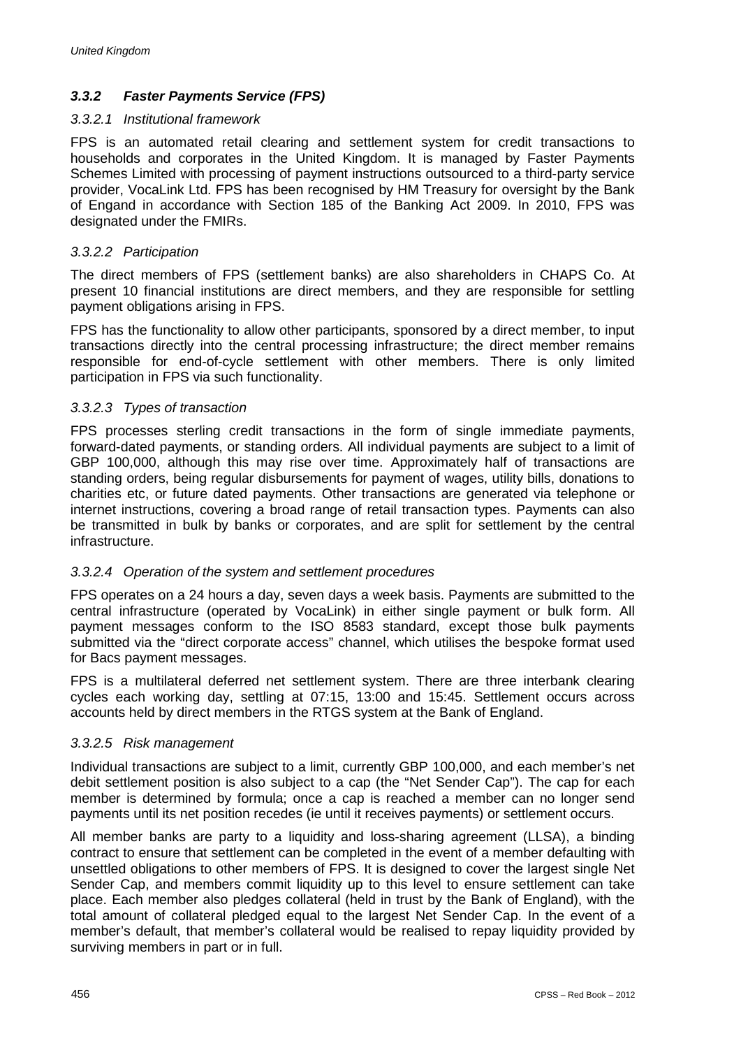### *3.3.2 Faster Payments Service (FPS)*

#### *3.3.2.1 Institutional framework*

FPS is an automated retail clearing and settlement system for credit transactions to households and corporates in the United Kingdom. It is managed by Faster Payments Schemes Limited with processing of payment instructions outsourced to a third-party service provider, VocaLink Ltd. FPS has been recognised by HM Treasury for oversight by the Bank of Engand in accordance with Section 185 of the Banking Act 2009. In 2010, FPS was designated under the FMIRs.

#### *3.3.2.2 Participation*

The direct members of FPS (settlement banks) are also shareholders in CHAPS Co. At present 10 financial institutions are direct members, and they are responsible for settling payment obligations arising in FPS.

FPS has the functionality to allow other participants, sponsored by a direct member, to input transactions directly into the central processing infrastructure; the direct member remains responsible for end-of-cycle settlement with other members. There is only limited participation in FPS via such functionality.

#### *3.3.2.3 Types of transaction*

FPS processes sterling credit transactions in the form of single immediate payments, forward-dated payments, or standing orders. All individual payments are subject to a limit of GBP 100,000, although this may rise over time. Approximately half of transactions are standing orders, being regular disbursements for payment of wages, utility bills, donations to charities etc, or future dated payments. Other transactions are generated via telephone or internet instructions, covering a broad range of retail transaction types. Payments can also be transmitted in bulk by banks or corporates, and are split for settlement by the central infrastructure.

#### *3.3.2.4 Operation of the system and settlement procedures*

FPS operates on a 24 hours a day, seven days a week basis. Payments are submitted to the central infrastructure (operated by VocaLink) in either single payment or bulk form. All payment messages conform to the ISO 8583 standard, except those bulk payments submitted via the "direct corporate access" channel, which utilises the bespoke format used for Bacs payment messages.

FPS is a multilateral deferred net settlement system. There are three interbank clearing cycles each working day, settling at 07:15, 13:00 and 15:45. Settlement occurs across accounts held by direct members in the RTGS system at the Bank of England.

#### *3.3.2.5 Risk management*

Individual transactions are subject to a limit, currently GBP 100,000, and each member's net debit settlement position is also subject to a cap (the "Net Sender Cap"). The cap for each member is determined by formula; once a cap is reached a member can no longer send payments until its net position recedes (ie until it receives payments) or settlement occurs.

All member banks are party to a liquidity and loss-sharing agreement (LLSA), a binding contract to ensure that settlement can be completed in the event of a member defaulting with unsettled obligations to other members of FPS. It is designed to cover the largest single Net Sender Cap, and members commit liquidity up to this level to ensure settlement can take place. Each member also pledges collateral (held in trust by the Bank of England), with the total amount of collateral pledged equal to the largest Net Sender Cap. In the event of a member's default, that member's collateral would be realised to repay liquidity provided by surviving members in part or in full.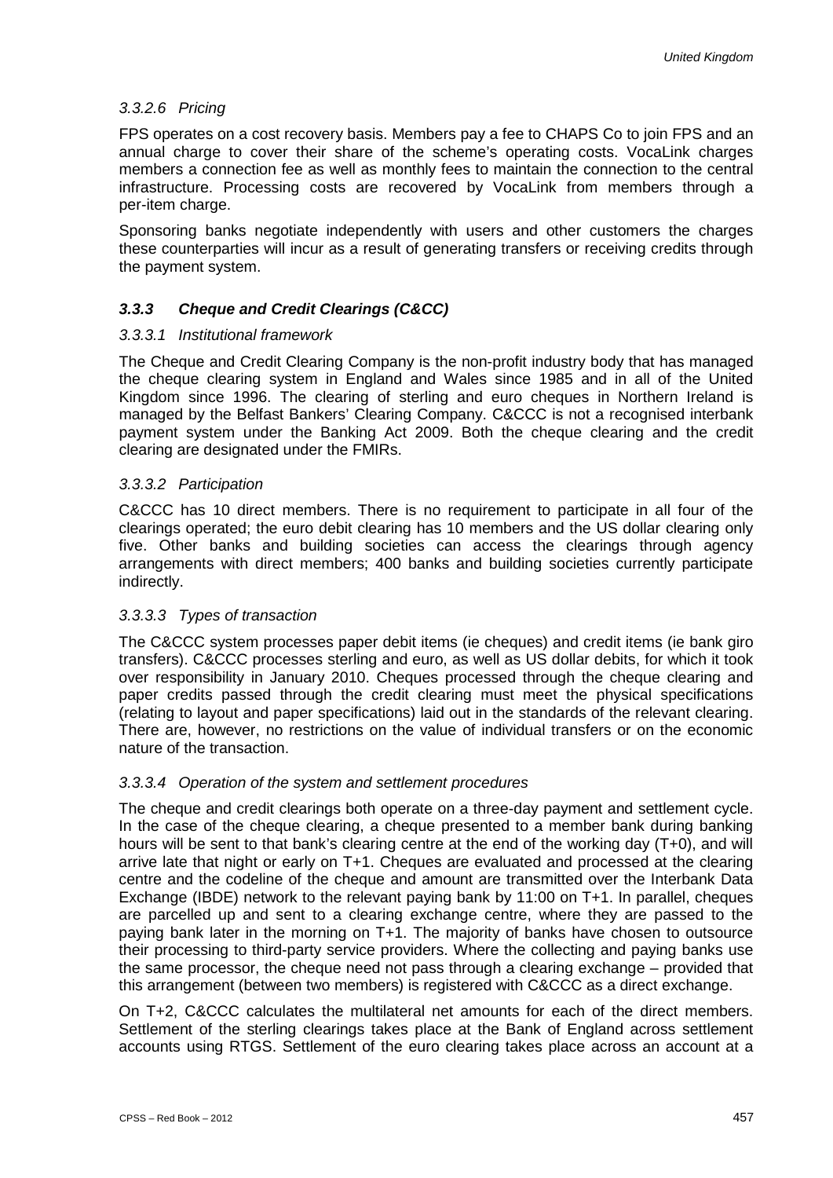#### *3.3.2.6 Pricing*

FPS operates on a cost recovery basis. Members pay a fee to CHAPS Co to join FPS and an annual charge to cover their share of the scheme's operating costs. VocaLink charges members a connection fee as well as monthly fees to maintain the connection to the central infrastructure. Processing costs are recovered by VocaLink from members through a per-item charge.

Sponsoring banks negotiate independently with users and other customers the charges these counterparties will incur as a result of generating transfers or receiving credits through the payment system.

### ***3.3.3 Cheque and Credit Clearings (C&CC)***

#### *3.3.3.1 Institutional framework*

The Cheque and Credit Clearing Company is the non-profit industry body that has managed the cheque clearing system in England and Wales since 1985 and in all of the United Kingdom since 1996. The clearing of sterling and euro cheques in Northern Ireland is managed by the Belfast Bankers' Clearing Company. C&CCC is not a recognised interbank payment system under the Banking Act 2009. Both the cheque clearing and the credit clearing are designated under the FMIRs.

#### *3.3.3.2 Participation*

C&CCC has 10 direct members. There is no requirement to participate in all four of the clearings operated; the euro debit clearing has 10 members and the US dollar clearing only five. Other banks and building societies can access the clearings through agency arrangements with direct members; 400 banks and building societies currently participate indirectly.

#### *3.3.3.3 Types of transaction*

The C&CCC system processes paper debit items (ie cheques) and credit items (ie bank giro transfers). C&CCC processes sterling and euro, as well as US dollar debits, for which it took over responsibility in January 2010. Cheques processed through the cheque clearing and paper credits passed through the credit clearing must meet the physical specifications (relating to layout and paper specifications) laid out in the standards of the relevant clearing. There are, however, no restrictions on the value of individual transfers or on the economic nature of the transaction.

#### *3.3.3.4 Operation of the system and settlement procedures*

The cheque and credit clearings both operate on a three-day payment and settlement cycle. In the case of the cheque clearing, a cheque presented to a member bank during banking hours will be sent to that bank's clearing centre at the end of the working day (T+0), and will arrive late that night or early on T+1. Cheques are evaluated and processed at the clearing centre and the codeline of the cheque and amount are transmitted over the Interbank Data Exchange (IBDE) network to the relevant paying bank by 11:00 on T+1. In parallel, cheques are parcelled up and sent to a clearing exchange centre, where they are passed to the paying bank later in the morning on T+1. The majority of banks have chosen to outsource their processing to third-party service providers. Where the collecting and paying banks use the same processor, the cheque need not pass through a clearing exchange – provided that this arrangement (between two members) is registered with C&CCC as a direct exchange.

On T+2, C&CCC calculates the multilateral net amounts for each of the direct members. Settlement of the sterling clearings takes place at the Bank of England across settlement accounts using RTGS. Settlement of the euro clearing takes place across an account at a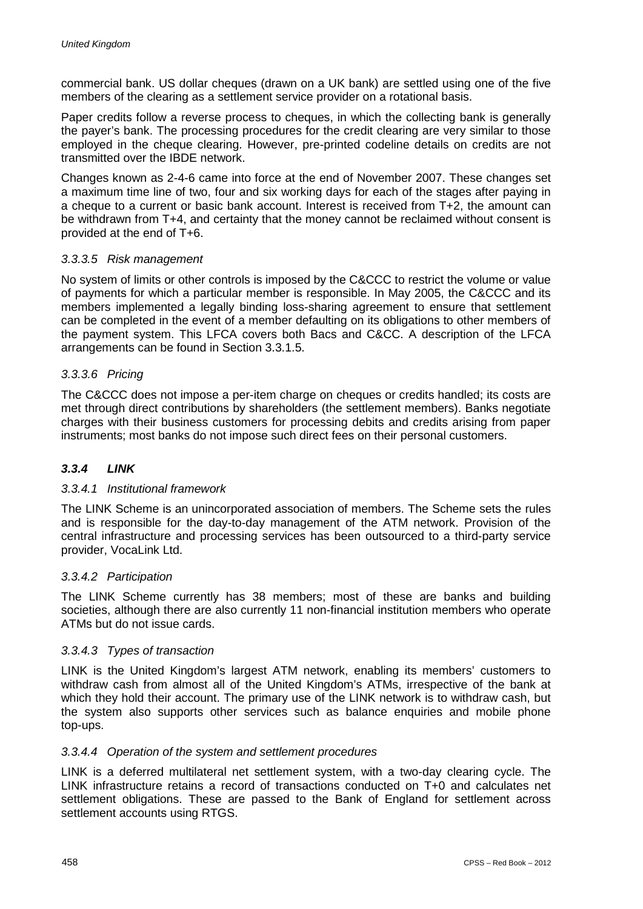commercial bank. US dollar cheques (drawn on a UK bank) are settled using one of the five members of the clearing as a settlement service provider on a rotational basis.

Paper credits follow a reverse process to cheques, in which the collecting bank is generally the payer's bank. The processing procedures for the credit clearing are very similar to those employed in the cheque clearing. However, pre-printed codeline details on credits are not transmitted over the IBDE network.

Changes known as 2-4-6 came into force at the end of November 2007. These changes set a maximum time line of two, four and six working days for each of the stages after paying in a cheque to a current or basic bank account. Interest is received from T+2, the amount can be withdrawn from T+4, and certainty that the money cannot be reclaimed without consent is provided at the end of T+6.

#### *3.3.3.5 Risk management*

No system of limits or other controls is imposed by the C&CCC to restrict the volume or value of payments for which a particular member is responsible. In May 2005, the C&CCC and its members implemented a legally binding loss-sharing agreement to ensure that settlement can be completed in the event of a member defaulting on its obligations to other members of the payment system. This LFCA covers both Bacs and C&CC. A description of the LFCA arrangements can be found in Section 3.3.1.5.

#### *3.3.3.6 Pricing*

The C&CCC does not impose a per-item charge on cheques or credits handled; its costs are met through direct contributions by shareholders (the settlement members). Banks negotiate charges with their business customers for processing debits and credits arising from paper instruments; most banks do not impose such direct fees on their personal customers.

### ***3.3.4 LINK***

#### *3.3.4.1 Institutional framework*

The LINK Scheme is an unincorporated association of members. The Scheme sets the rules and is responsible for the day-to-day management of the ATM network. Provision of the central infrastructure and processing services has been outsourced to a third-party service provider, VocaLink Ltd.

#### *3.3.4.2 Participation*

The LINK Scheme currently has 38 members; most of these are banks and building societies, although there are also currently 11 non-financial institution members who operate ATMs but do not issue cards.

#### *3.3.4.3 Types of transaction*

LINK is the United Kingdom's largest ATM network, enabling its members' customers to withdraw cash from almost all of the United Kingdom's ATMs, irrespective of the bank at which they hold their account. The primary use of the LINK network is to withdraw cash, but the system also supports other services such as balance enquiries and mobile phone top-ups.

#### *3.3.4.4 Operation of the system and settlement procedures*

LINK is a deferred multilateral net settlement system, with a two-day clearing cycle. The LINK infrastructure retains a record of transactions conducted on T+0 and calculates net settlement obligations. These are passed to the Bank of England for settlement across settlement accounts using RTGS.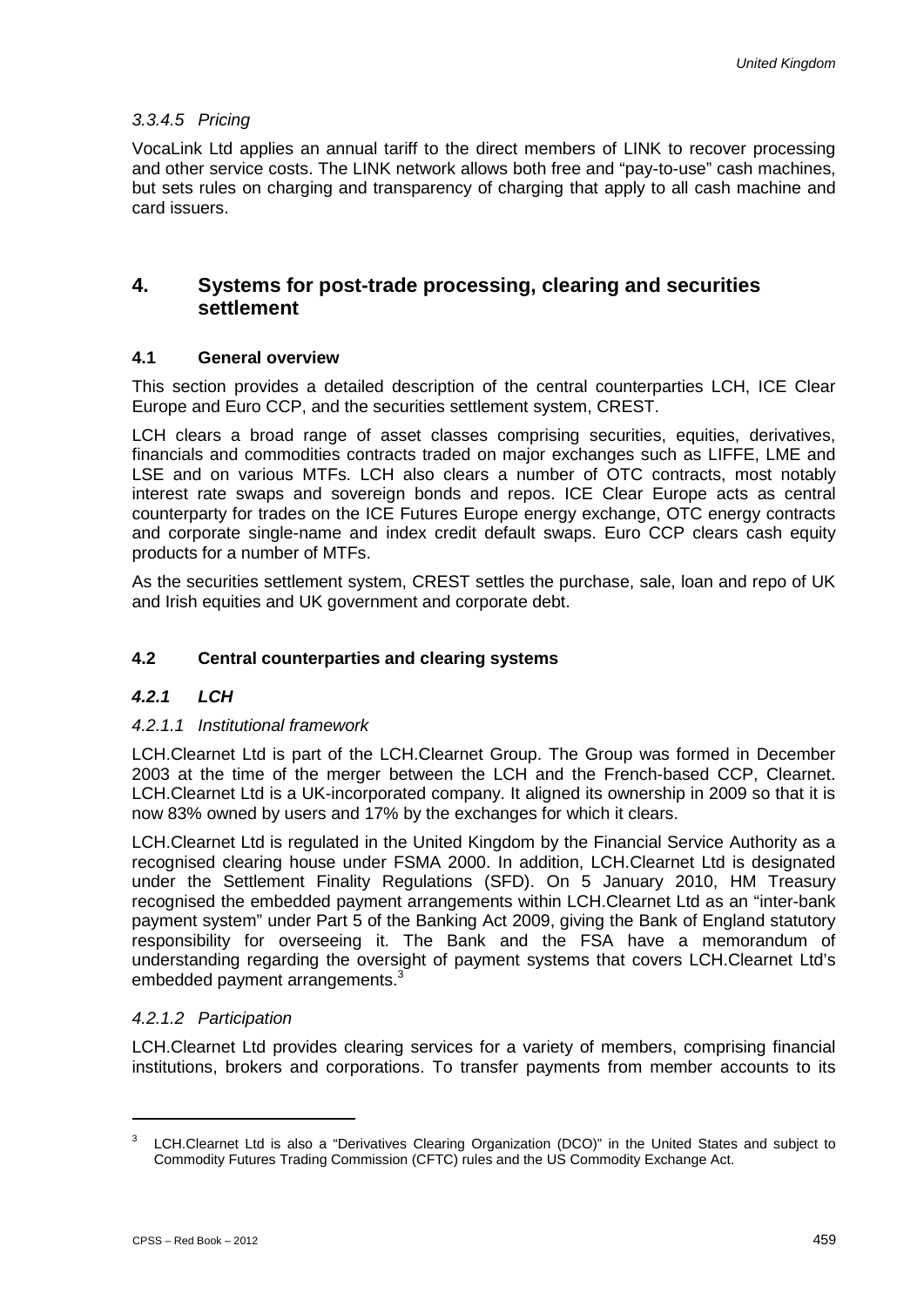#### 3.3.4.5 Pricing

VocaLink Ltd applies an annual tariff to the direct members of LINK to recover processing and other service costs. The LINK network allows both free and "pay-to-use" cash machines, but sets rules on charging and transparency of charging that apply to all cash machine and card issuers.

## 4. Systems for post-trade processing, clearing and securities settlement

### 4.1 General overview

This section provides a detailed description of the central counterparties LCH, ICE Clear Europe and Euro CCP, and the securities settlement system, CREST.

LCH clears a broad range of asset classes comprising securities, equities, derivatives, financials and commodities contracts traded on major exchanges such as LIFFE, LME and LSE and on various MTFs. LCH also clears a number of OTC contracts, most notably interest rate swaps and sovereign bonds and repos. ICE Clear Europe acts as central counterparty for trades on the ICE Futures Europe energy exchange, OTC energy contracts and corporate single-name and index credit default swaps. Euro CCP clears cash equity products for a number of MTFs.

As the securities settlement system, CREST settles the purchase, sale, loan and repo of UK and Irish equities and UK government and corporate debt.

### 4.2 Central counterparties and clearing systems

### *4.2.1 LCH*

#### 4.2.1.1 Institutional framework

LCH.Clearnet Ltd is part of the LCH.Clearnet Group. The Group was formed in December 2003 at the time of the merger between the LCH and the French-based CCP, Clearnet. LCH.Clearnet Ltd is a UK-incorporated company. It aligned its ownership in 2009 so that it is now 83% owned by users and 17% by the exchanges for which it clears.

LCH.Clearnet Ltd is regulated in the United Kingdom by the Financial Service Authority as a recognised clearing house under FSMA 2000. In addition, LCH.Clearnet Ltd is designated under the Settlement Finality Regulations (SFD). On 5 January 2010, HM Treasury recognised the embedded payment arrangements within LCH.Clearnet Ltd as an "inter-bank payment system" under Part 5 of the Banking Act 2009, giving the Bank of England statutory responsibility for overseeing it. The Bank and the FSA have a memorandum of understanding regarding the oversight of payment systems that covers LCH.Clearnet Ltd's embedded payment arrangements.[3]

#### 4.2.1.2 Participation

LCH.Clearnet Ltd provides clearing services for a variety of members, comprising financial institutions, brokers and corporations. To transfer payments from member accounts to its

[3] LCH.Clearnet Ltd is also a "Derivatives Clearing Organization (DCO)" in the United States and subject to Commodity Futures Trading Commission (CFTC) rules and the US Commodity Exchange Act.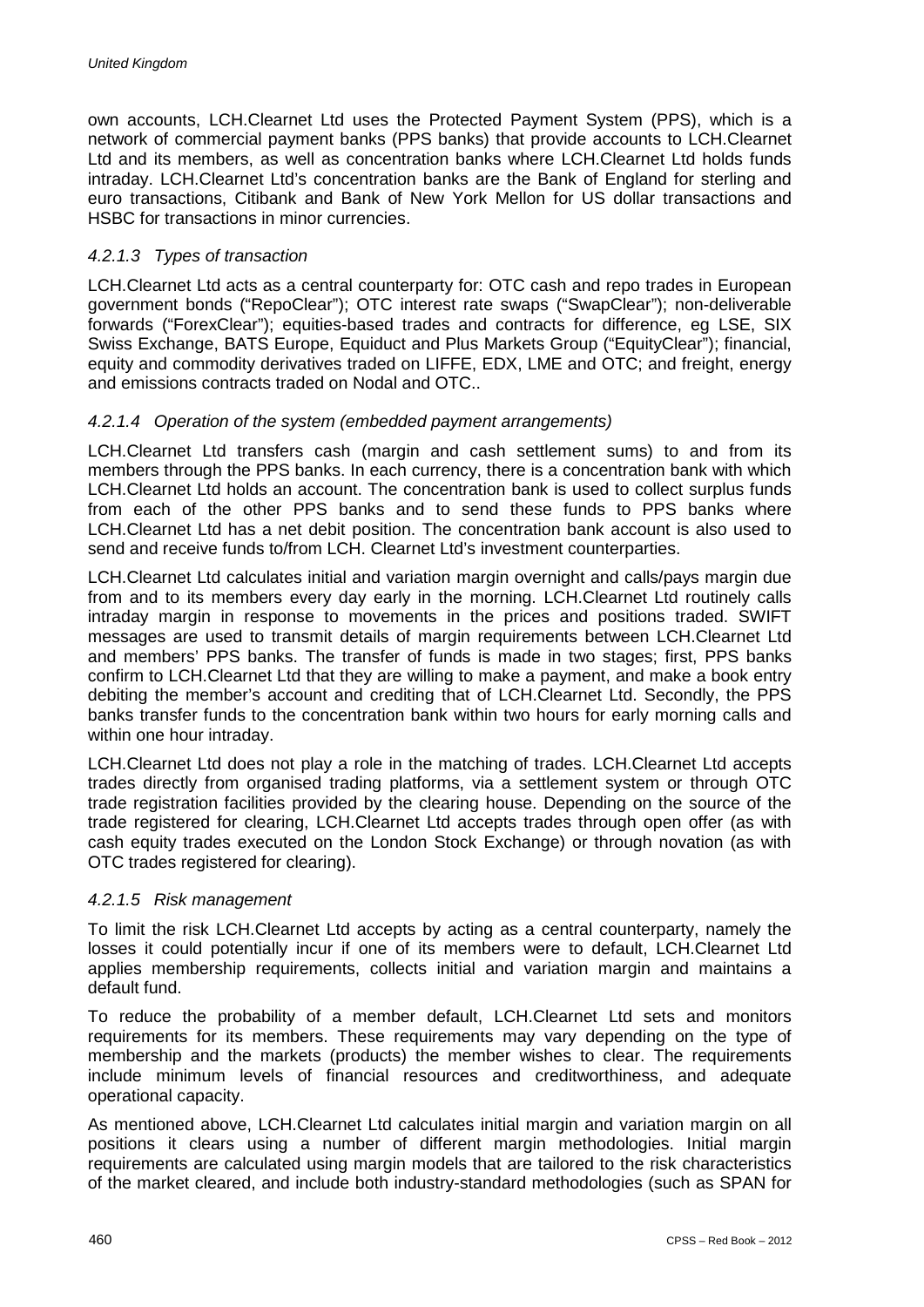own accounts, LCH.Clearnet Ltd uses the Protected Payment System (PPS), which is a network of commercial payment banks (PPS banks) that provide accounts to LCH.Clearnet Ltd and its members, as well as concentration banks where LCH.Clearnet Ltd holds funds intraday. LCH.Clearnet Ltd's concentration banks are the Bank of England for sterling and euro transactions, Citibank and Bank of New York Mellon for US dollar transactions and HSBC for transactions in minor currencies.

#### *4.2.1.3 Types of transaction*

LCH.Clearnet Ltd acts as a central counterparty for: OTC cash and repo trades in European government bonds ("RepoClear"); OTC interest rate swaps ("SwapClear"); non-deliverable forwards ("ForexClear"); equities-based trades and contracts for difference, eg LSE, SIX Swiss Exchange, BATS Europe, Equiduct and Plus Markets Group ("EquityClear"); financial, equity and commodity derivatives traded on LIFFE, EDX, LME and OTC; and freight, energy and emissions contracts traded on Nodal and OTC..

#### *4.2.1.4 Operation of the system (embedded payment arrangements)*

LCH.Clearnet Ltd transfers cash (margin and cash settlement sums) to and from its members through the PPS banks. In each currency, there is a concentration bank with which LCH.Clearnet Ltd holds an account. The concentration bank is used to collect surplus funds from each of the other PPS banks and to send these funds to PPS banks where LCH.Clearnet Ltd has a net debit position. The concentration bank account is also used to send and receive funds to/from LCH. Clearnet Ltd's investment counterparties.

LCH.Clearnet Ltd calculates initial and variation margin overnight and calls/pays margin due from and to its members every day early in the morning. LCH.Clearnet Ltd routinely calls intraday margin in response to movements in the prices and positions traded. SWIFT messages are used to transmit details of margin requirements between LCH.Clearnet Ltd and members' PPS banks. The transfer of funds is made in two stages; first, PPS banks confirm to LCH.Clearnet Ltd that they are willing to make a payment, and make a book entry debiting the member's account and crediting that of LCH.Clearnet Ltd. Secondly, the PPS banks transfer funds to the concentration bank within two hours for early morning calls and within one hour intraday.

LCH.Clearnet Ltd does not play a role in the matching of trades. LCH.Clearnet Ltd accepts trades directly from organised trading platforms, via a settlement system or through OTC trade registration facilities provided by the clearing house. Depending on the source of the trade registered for clearing, LCH.Clearnet Ltd accepts trades through open offer (as with cash equity trades executed on the London Stock Exchange) or through novation (as with OTC trades registered for clearing).

#### *4.2.1.5 Risk management*

To limit the risk LCH.Clearnet Ltd accepts by acting as a central counterparty, namely the losses it could potentially incur if one of its members were to default, LCH.Clearnet Ltd applies membership requirements, collects initial and variation margin and maintains a default fund.

To reduce the probability of a member default, LCH.Clearnet Ltd sets and monitors requirements for its members. These requirements may vary depending on the type of membership and the markets (products) the member wishes to clear. The requirements include minimum levels of financial resources and creditworthiness, and adequate operational capacity.

As mentioned above, LCH.Clearnet Ltd calculates initial margin and variation margin on all positions it clears using a number of different margin methodologies. Initial margin requirements are calculated using margin models that are tailored to the risk characteristics of the market cleared, and include both industry-standard methodologies (such as SPAN for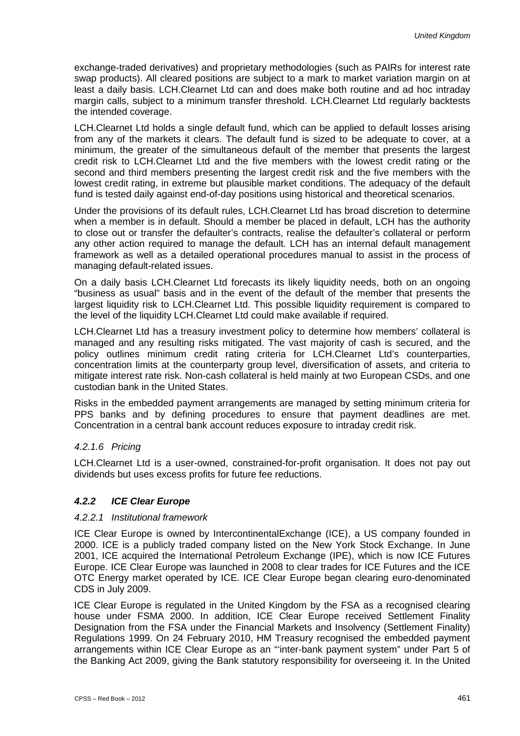exchange-traded derivatives) and proprietary methodologies (such as PAIRs for interest rate swap products). All cleared positions are subject to a mark to market variation margin on at least a daily basis. LCH.Clearnet Ltd can and does make both routine and ad hoc intraday margin calls, subject to a minimum transfer threshold. LCH.Clearnet Ltd regularly backtests the intended coverage.

LCH.Clearnet Ltd holds a single default fund, which can be applied to default losses arising from any of the markets it clears. The default fund is sized to be adequate to cover, at a minimum, the greater of the simultaneous default of the member that presents the largest credit risk to LCH.Clearnet Ltd and the five members with the lowest credit rating or the second and third members presenting the largest credit risk and the five members with the lowest credit rating, in extreme but plausible market conditions. The adequacy of the default fund is tested daily against end-of-day positions using historical and theoretical scenarios.

Under the provisions of its default rules, LCH.Clearnet Ltd has broad discretion to determine when a member is in default. Should a member be placed in default, LCH has the authority to close out or transfer the defaulter's contracts, realise the defaulter's collateral or perform any other action required to manage the default. LCH has an internal default management framework as well as a detailed operational procedures manual to assist in the process of managing default-related issues.

On a daily basis LCH.Clearnet Ltd forecasts its likely liquidity needs, both on an ongoing "business as usual" basis and in the event of the default of the member that presents the largest liquidity risk to LCH.Clearnet Ltd. This possible liquidity requirement is compared to the level of the liquidity LCH.Clearnet Ltd could make available if required.

LCH.Clearnet Ltd has a treasury investment policy to determine how members' collateral is managed and any resulting risks mitigated. The vast majority of cash is secured, and the policy outlines minimum credit rating criteria for LCH.Clearnet Ltd's counterparties, concentration limits at the counterparty group level, diversification of assets, and criteria to mitigate interest rate risk. Non-cash collateral is held mainly at two European CSDs, and one custodian bank in the United States.

Risks in the embedded payment arrangements are managed by setting minimum criteria for PPS banks and by defining procedures to ensure that payment deadlines are met. Concentration in a central bank account reduces exposure to intraday credit risk.

##### *4.2.1.6 Pricing*

LCH.Clearnet Ltd is a user-owned, constrained-for-profit organisation. It does not pay out dividends but uses excess profits for future fee reductions.

### ***4.2.2 ICE Clear Europe***

##### *4.2.2.1 Institutional framework*

ICE Clear Europe is owned by IntercontinentalExchange (ICE), a US company founded in 2000. ICE is a publicly traded company listed on the New York Stock Exchange. In June 2001, ICE acquired the International Petroleum Exchange (IPE), which is now ICE Futures Europe. ICE Clear Europe was launched in 2008 to clear trades for ICE Futures and the ICE OTC Energy market operated by ICE. ICE Clear Europe began clearing euro-denominated CDS in July 2009.

ICE Clear Europe is regulated in the United Kingdom by the FSA as a recognised clearing house under FSMA 2000. In addition, ICE Clear Europe received Settlement Finality Designation from the FSA under the Financial Markets and Insolvency (Settlement Finality) Regulations 1999. On 24 February 2010, HM Treasury recognised the embedded payment arrangements within ICE Clear Europe as an "'inter-bank payment system" under Part 5 of the Banking Act 2009, giving the Bank statutory responsibility for overseeing it. In the United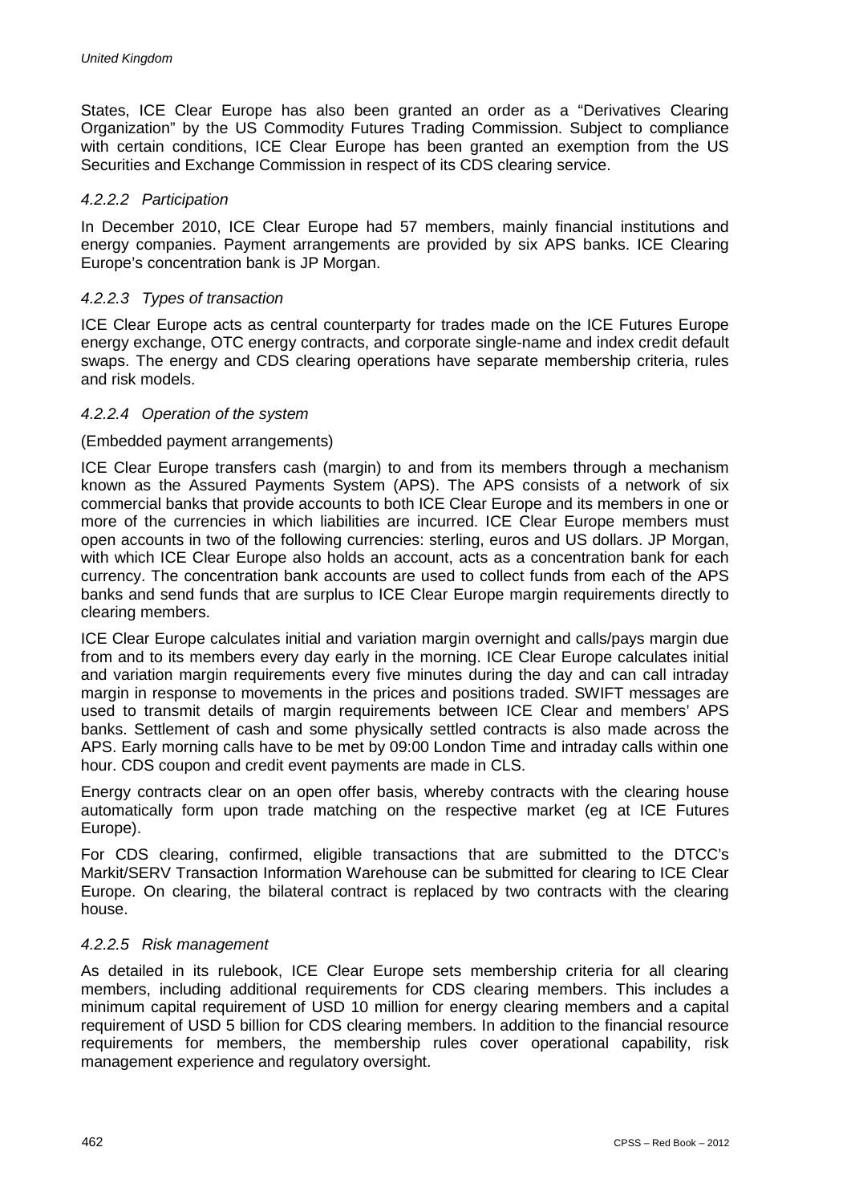States, ICE Clear Europe has also been granted an order as a "Derivatives Clearing Organization" by the US Commodity Futures Trading Commission. Subject to compliance with certain conditions, ICE Clear Europe has been granted an exemption from the US Securities and Exchange Commission in respect of its CDS clearing service.

#### *4.2.2.2 Participation*

In December 2010, ICE Clear Europe had 57 members, mainly financial institutions and energy companies. Payment arrangements are provided by six APS banks. ICE Clearing Europe's concentration bank is JP Morgan.

#### *4.2.2.3 Types of transaction*

ICE Clear Europe acts as central counterparty for trades made on the ICE Futures Europe energy exchange, OTC energy contracts, and corporate single-name and index credit default swaps. The energy and CDS clearing operations have separate membership criteria, rules and risk models.

#### *4.2.2.4 Operation of the system*

(Embedded payment arrangements)

ICE Clear Europe transfers cash (margin) to and from its members through a mechanism known as the Assured Payments System (APS). The APS consists of a network of six commercial banks that provide accounts to both ICE Clear Europe and its members in one or more of the currencies in which liabilities are incurred. ICE Clear Europe members must open accounts in two of the following currencies: sterling, euros and US dollars. JP Morgan, with which ICE Clear Europe also holds an account, acts as a concentration bank for each currency. The concentration bank accounts are used to collect funds from each of the APS banks and send funds that are surplus to ICE Clear Europe margin requirements directly to clearing members.

ICE Clear Europe calculates initial and variation margin overnight and calls/pays margin due from and to its members every day early in the morning. ICE Clear Europe calculates initial and variation margin requirements every five minutes during the day and can call intraday margin in response to movements in the prices and positions traded. SWIFT messages are used to transmit details of margin requirements between ICE Clear and members' APS banks. Settlement of cash and some physically settled contracts is also made across the APS. Early morning calls have to be met by 09:00 London Time and intraday calls within one hour. CDS coupon and credit event payments are made in CLS.

Energy contracts clear on an open offer basis, whereby contracts with the clearing house automatically form upon trade matching on the respective market (eg at ICE Futures Europe).

For CDS clearing, confirmed, eligible transactions that are submitted to the DTCC's Markit/SERV Transaction Information Warehouse can be submitted for clearing to ICE Clear Europe. On clearing, the bilateral contract is replaced by two contracts with the clearing house.

#### *4.2.2.5 Risk management*

As detailed in its rulebook, ICE Clear Europe sets membership criteria for all clearing members, including additional requirements for CDS clearing members. This includes a minimum capital requirement of USD 10 million for energy clearing members and a capital requirement of USD 5 billion for CDS clearing members. In addition to the financial resource requirements for members, the membership rules cover operational capability, risk management experience and regulatory oversight.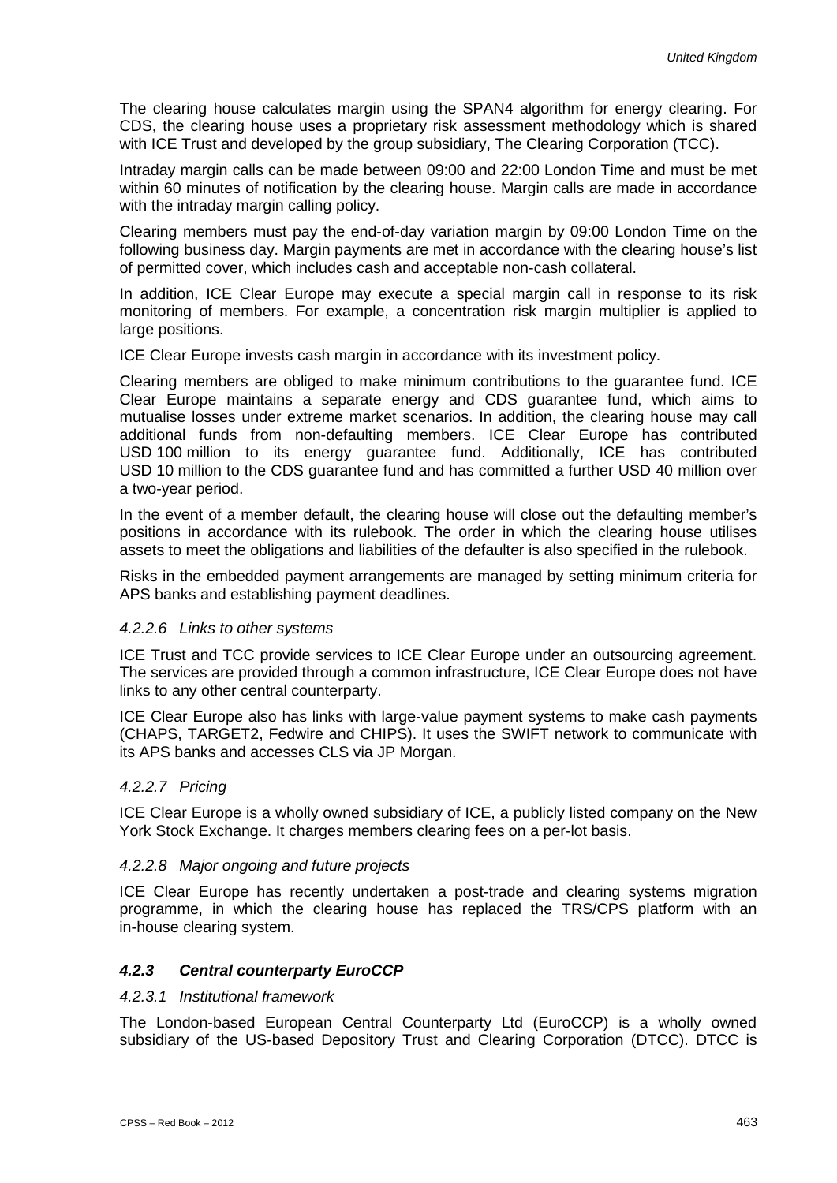The clearing house calculates margin using the SPAN4 algorithm for energy clearing. For CDS, the clearing house uses a proprietary risk assessment methodology which is shared with ICE Trust and developed by the group subsidiary, The Clearing Corporation (TCC).

Intraday margin calls can be made between 09:00 and 22:00 London Time and must be met within 60 minutes of notification by the clearing house. Margin calls are made in accordance with the intraday margin calling policy.

Clearing members must pay the end-of-day variation margin by 09:00 London Time on the following business day. Margin payments are met in accordance with the clearing house's list of permitted cover, which includes cash and acceptable non-cash collateral.

In addition, ICE Clear Europe may execute a special margin call in response to its risk monitoring of members. For example, a concentration risk margin multiplier is applied to large positions.

ICE Clear Europe invests cash margin in accordance with its investment policy.

Clearing members are obliged to make minimum contributions to the guarantee fund. ICE Clear Europe maintains a separate energy and CDS guarantee fund, which aims to mutualise losses under extreme market scenarios. In addition, the clearing house may call additional funds from non-defaulting members. ICE Clear Europe has contributed USD 100 million to its energy guarantee fund. Additionally, ICE has contributed USD 10 million to the CDS guarantee fund and has committed a further USD 40 million over a two-year period.

In the event of a member default, the clearing house will close out the defaulting member's positions in accordance with its rulebook. The order in which the clearing house utilises assets to meet the obligations and liabilities of the defaulter is also specified in the rulebook.

Risks in the embedded payment arrangements are managed by setting minimum criteria for APS banks and establishing payment deadlines.

#### *4.2.2.6 Links to other systems*

ICE Trust and TCC provide services to ICE Clear Europe under an outsourcing agreement. The services are provided through a common infrastructure, ICE Clear Europe does not have links to any other central counterparty.

ICE Clear Europe also has links with large-value payment systems to make cash payments (CHAPS, TARGET2, Fedwire and CHIPS). It uses the SWIFT network to communicate with its APS banks and accesses CLS via JP Morgan.

#### *4.2.2.7 Pricing*

ICE Clear Europe is a wholly owned subsidiary of ICE, a publicly listed company on the New York Stock Exchange. It charges members clearing fees on a per-lot basis.

#### *4.2.2.8 Major ongoing and future projects*

ICE Clear Europe has recently undertaken a post-trade and clearing systems migration programme, in which the clearing house has replaced the TRS/CPS platform with an in-house clearing system.

### ***4.2.3 Central counterparty EuroCCP***

#### *4.2.3.1 Institutional framework*

The London-based European Central Counterparty Ltd (EuroCCP) is a wholly owned subsidiary of the US-based Depository Trust and Clearing Corporation (DTCC). DTCC is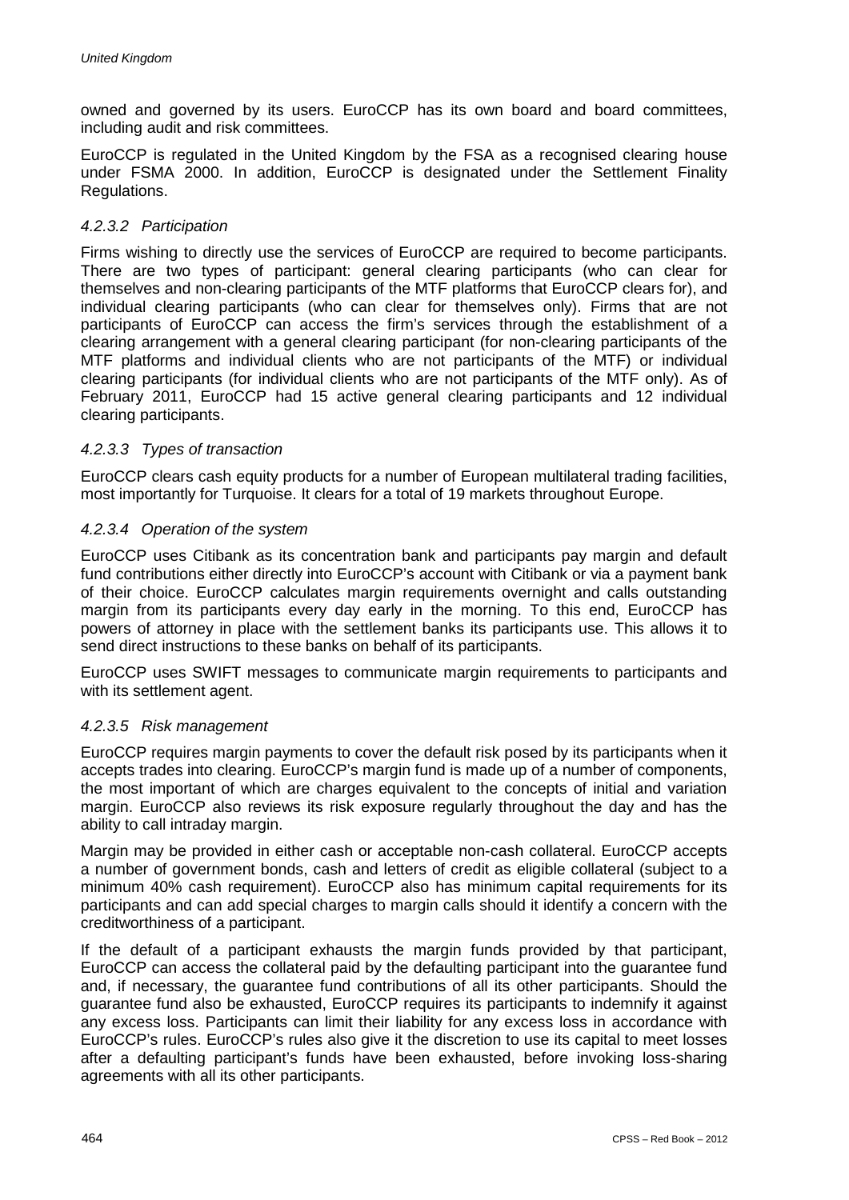owned and governed by its users. EuroCCP has its own board and board committees, including audit and risk committees.

EuroCCP is regulated in the United Kingdom by the FSA as a recognised clearing house under FSMA 2000. In addition, EuroCCP is designated under the Settlement Finality Regulations.

#### *4.2.3.2 Participation*

Firms wishing to directly use the services of EuroCCP are required to become participants. There are two types of participant: general clearing participants (who can clear for themselves and non-clearing participants of the MTF platforms that EuroCCP clears for), and individual clearing participants (who can clear for themselves only). Firms that are not participants of EuroCCP can access the firm's services through the establishment of a clearing arrangement with a general clearing participant (for non-clearing participants of the MTF platforms and individual clients who are not participants of the MTF) or individual clearing participants (for individual clients who are not participants of the MTF only). As of February 2011, EuroCCP had 15 active general clearing participants and 12 individual clearing participants.

#### *4.2.3.3 Types of transaction*

EuroCCP clears cash equity products for a number of European multilateral trading facilities, most importantly for Turquoise. It clears for a total of 19 markets throughout Europe.

#### *4.2.3.4 Operation of the system*

EuroCCP uses Citibank as its concentration bank and participants pay margin and default fund contributions either directly into EuroCCP's account with Citibank or via a payment bank of their choice. EuroCCP calculates margin requirements overnight and calls outstanding margin from its participants every day early in the morning. To this end, EuroCCP has powers of attorney in place with the settlement banks its participants use. This allows it to send direct instructions to these banks on behalf of its participants.

EuroCCP uses SWIFT messages to communicate margin requirements to participants and with its settlement agent.

#### *4.2.3.5 Risk management*

EuroCCP requires margin payments to cover the default risk posed by its participants when it accepts trades into clearing. EuroCCP's margin fund is made up of a number of components, the most important of which are charges equivalent to the concepts of initial and variation margin. EuroCCP also reviews its risk exposure regularly throughout the day and has the ability to call intraday margin.

Margin may be provided in either cash or acceptable non-cash collateral. EuroCCP accepts a number of government bonds, cash and letters of credit as eligible collateral (subject to a minimum 40% cash requirement). EuroCCP also has minimum capital requirements for its participants and can add special charges to margin calls should it identify a concern with the creditworthiness of a participant.

If the default of a participant exhausts the margin funds provided by that participant, EuroCCP can access the collateral paid by the defaulting participant into the guarantee fund and, if necessary, the guarantee fund contributions of all its other participants. Should the guarantee fund also be exhausted, EuroCCP requires its participants to indemnify it against any excess loss. Participants can limit their liability for any excess loss in accordance with EuroCCP's rules. EuroCCP's rules also give it the discretion to use its capital to meet losses after a defaulting participant's funds have been exhausted, before invoking loss-sharing agreements with all its other participants.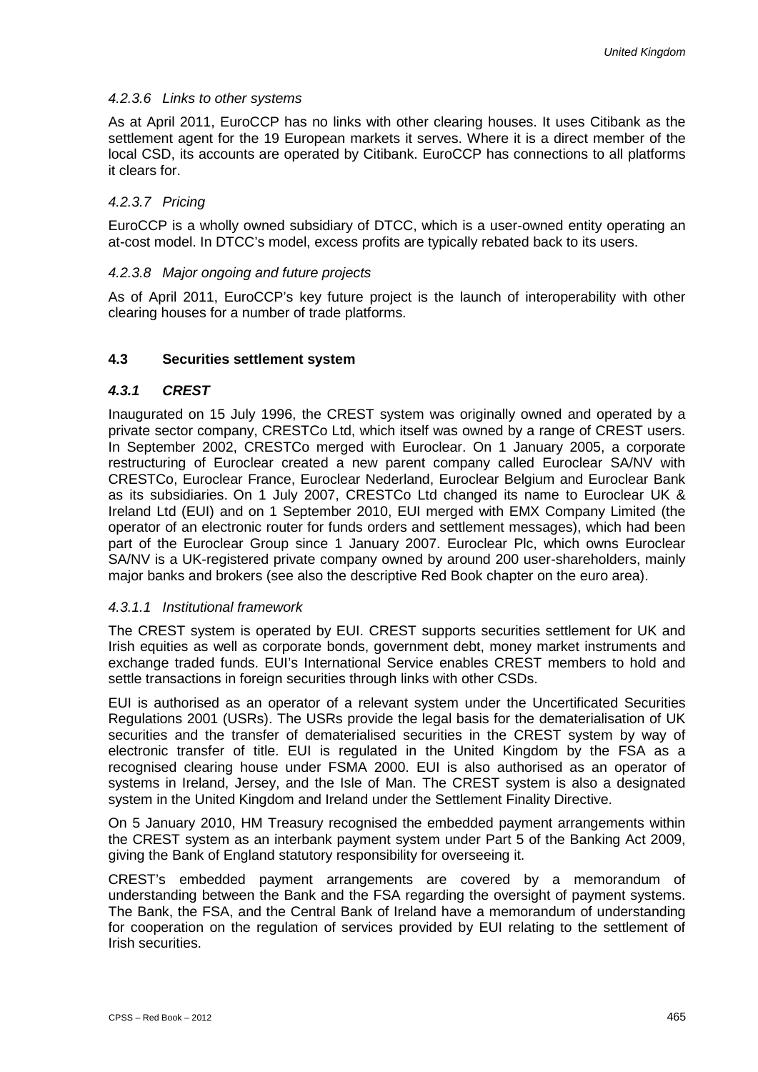#### *4.2.3.6 Links to other systems*

As at April 2011, EuroCCP has no links with other clearing houses. It uses Citibank as the settlement agent for the 19 European markets it serves. Where it is a direct member of the local CSD, its accounts are operated by Citibank. EuroCCP has connections to all platforms it clears for.

#### *4.2.3.7 Pricing*

EuroCCP is a wholly owned subsidiary of DTCC, which is a user-owned entity operating an at-cost model. In DTCC's model, excess profits are typically rebated back to its users.

#### *4.2.3.8 Major ongoing and future projects*

As of April 2011, EuroCCP's key future project is the launch of interoperability with other clearing houses for a number of trade platforms.

## 4.3 Securities settlement system

### *4.3.1 CREST*

Inaugurated on 15 July 1996, the CREST system was originally owned and operated by a private sector company, CRESTCo Ltd, which itself was owned by a range of CREST users. In September 2002, CRESTCo merged with Euroclear. On 1 January 2005, a corporate restructuring of Euroclear created a new parent company called Euroclear SA/NV with CRESTCo, Euroclear France, Euroclear Nederland, Euroclear Belgium and Euroclear Bank as its subsidiaries. On 1 July 2007, CRESTCo Ltd changed its name to Euroclear UK & Ireland Ltd (EUI) and on 1 September 2010, EUI merged with EMX Company Limited (the operator of an electronic router for funds orders and settlement messages), which had been part of the Euroclear Group since 1 January 2007. Euroclear Plc, which owns Euroclear SA/NV is a UK-registered private company owned by around 200 user-shareholders, mainly major banks and brokers (see also the descriptive Red Book chapter on the euro area).

#### *4.3.1.1 Institutional framework*

The CREST system is operated by EUI. CREST supports securities settlement for UK and Irish equities as well as corporate bonds, government debt, money market instruments and exchange traded funds. EUI's International Service enables CREST members to hold and settle transactions in foreign securities through links with other CSDs.

EUI is authorised as an operator of a relevant system under the Uncertificated Securities Regulations 2001 (USRs). The USRs provide the legal basis for the dematerialisation of UK securities and the transfer of dematerialised securities in the CREST system by way of electronic transfer of title. EUI is regulated in the United Kingdom by the FSA as a recognised clearing house under FSMA 2000. EUI is also authorised as an operator of systems in Ireland, Jersey, and the Isle of Man. The CREST system is also a designated system in the United Kingdom and Ireland under the Settlement Finality Directive.

On 5 January 2010, HM Treasury recognised the embedded payment arrangements within the CREST system as an interbank payment system under Part 5 of the Banking Act 2009, giving the Bank of England statutory responsibility for overseeing it.

CREST's embedded payment arrangements are covered by a memorandum of understanding between the Bank and the FSA regarding the oversight of payment systems. The Bank, the FSA, and the Central Bank of Ireland have a memorandum of understanding for cooperation on the regulation of services provided by EUI relating to the settlement of Irish securities.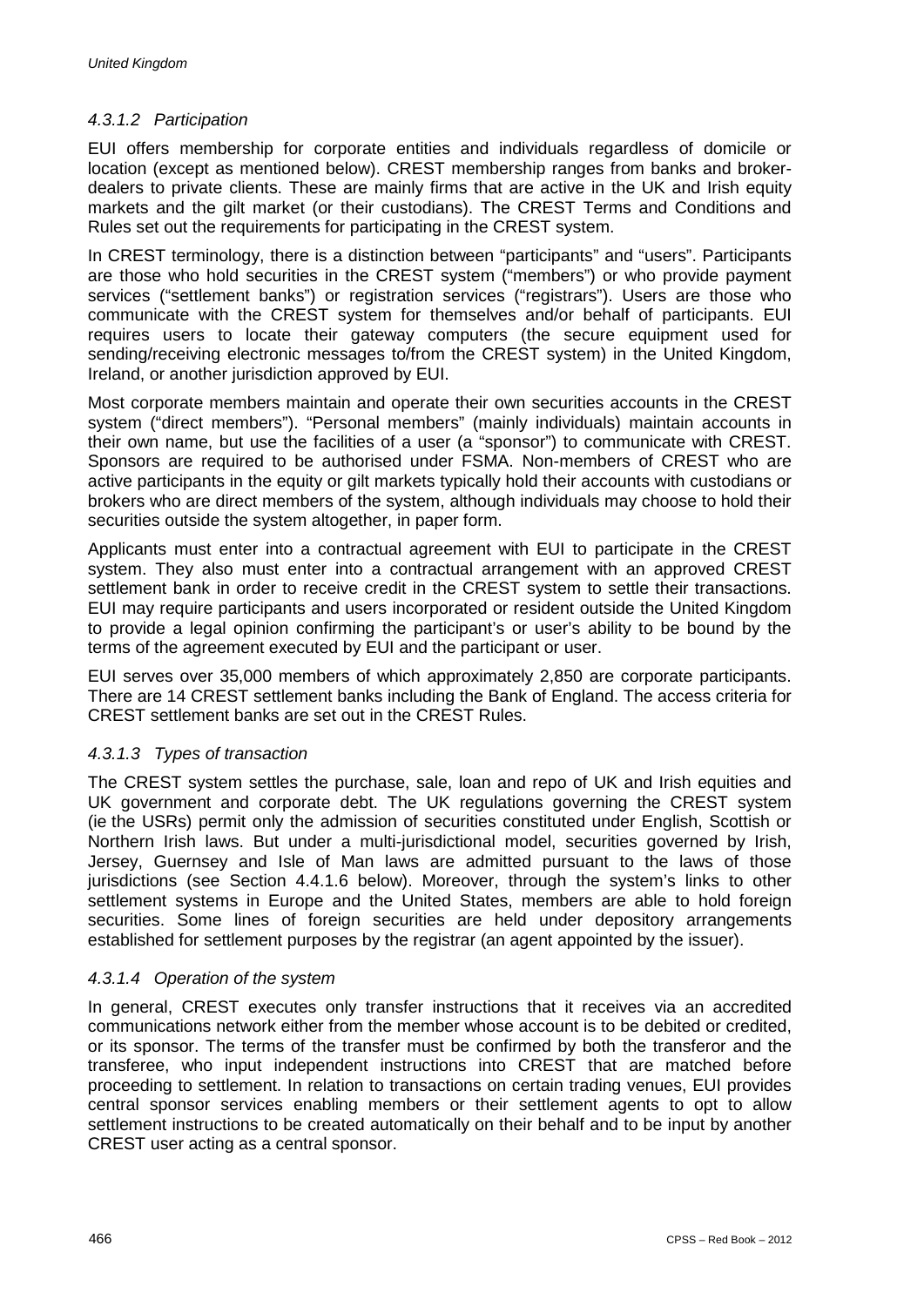#### *4.3.1.2 Participation*

EUI offers membership for corporate entities and individuals regardless of domicile or location (except as mentioned below). CREST membership ranges from banks and broker-dealers to private clients. These are mainly firms that are active in the UK and Irish equity markets and the gilt market (or their custodians). The CREST Terms and Conditions and Rules set out the requirements for participating in the CREST system.

In CREST terminology, there is a distinction between "participants" and "users". Participants are those who hold securities in the CREST system ("members") or who provide payment services ("settlement banks") or registration services ("registrars"). Users are those who communicate with the CREST system for themselves and/or behalf of participants. EUI requires users to locate their gateway computers (the secure equipment used for sending/receiving electronic messages to/from the CREST system) in the United Kingdom, Ireland, or another jurisdiction approved by EUI.

Most corporate members maintain and operate their own securities accounts in the CREST system ("direct members"). "Personal members" (mainly individuals) maintain accounts in their own name, but use the facilities of a user (a "sponsor") to communicate with CREST. Sponsors are required to be authorised under FSMA. Non-members of CREST who are active participants in the equity or gilt markets typically hold their accounts with custodians or brokers who are direct members of the system, although individuals may choose to hold their securities outside the system altogether, in paper form.

Applicants must enter into a contractual agreement with EUI to participate in the CREST system. They also must enter into a contractual arrangement with an approved CREST settlement bank in order to receive credit in the CREST system to settle their transactions. EUI may require participants and users incorporated or resident outside the United Kingdom to provide a legal opinion confirming the participant's or user's ability to be bound by the terms of the agreement executed by EUI and the participant or user.

EUI serves over 35,000 members of which approximately 2,850 are corporate participants. There are 14 CREST settlement banks including the Bank of England. The access criteria for CREST settlement banks are set out in the CREST Rules.

#### *4.3.1.3 Types of transaction*

The CREST system settles the purchase, sale, loan and repo of UK and Irish equities and UK government and corporate debt. The UK regulations governing the CREST system (ie the USRs) permit only the admission of securities constituted under English, Scottish or Northern Irish laws. But under a multi-jurisdictional model, securities governed by Irish, Jersey, Guernsey and Isle of Man laws are admitted pursuant to the laws of those jurisdictions (see Section 4.4.1.6 below). Moreover, through the system's links to other settlement systems in Europe and the United States, members are able to hold foreign securities. Some lines of foreign securities are held under depository arrangements established for settlement purposes by the registrar (an agent appointed by the issuer).

#### *4.3.1.4 Operation of the system*

In general, CREST executes only transfer instructions that it receives via an accredited communications network either from the member whose account is to be debited or credited, or its sponsor. The terms of the transfer must be confirmed by both the transferor and the transferee, who input independent instructions into CREST that are matched before proceeding to settlement. In relation to transactions on certain trading venues, EUI provides central sponsor services enabling members or their settlement agents to opt to allow settlement instructions to be created automatically on their behalf and to be input by another CREST user acting as a central sponsor.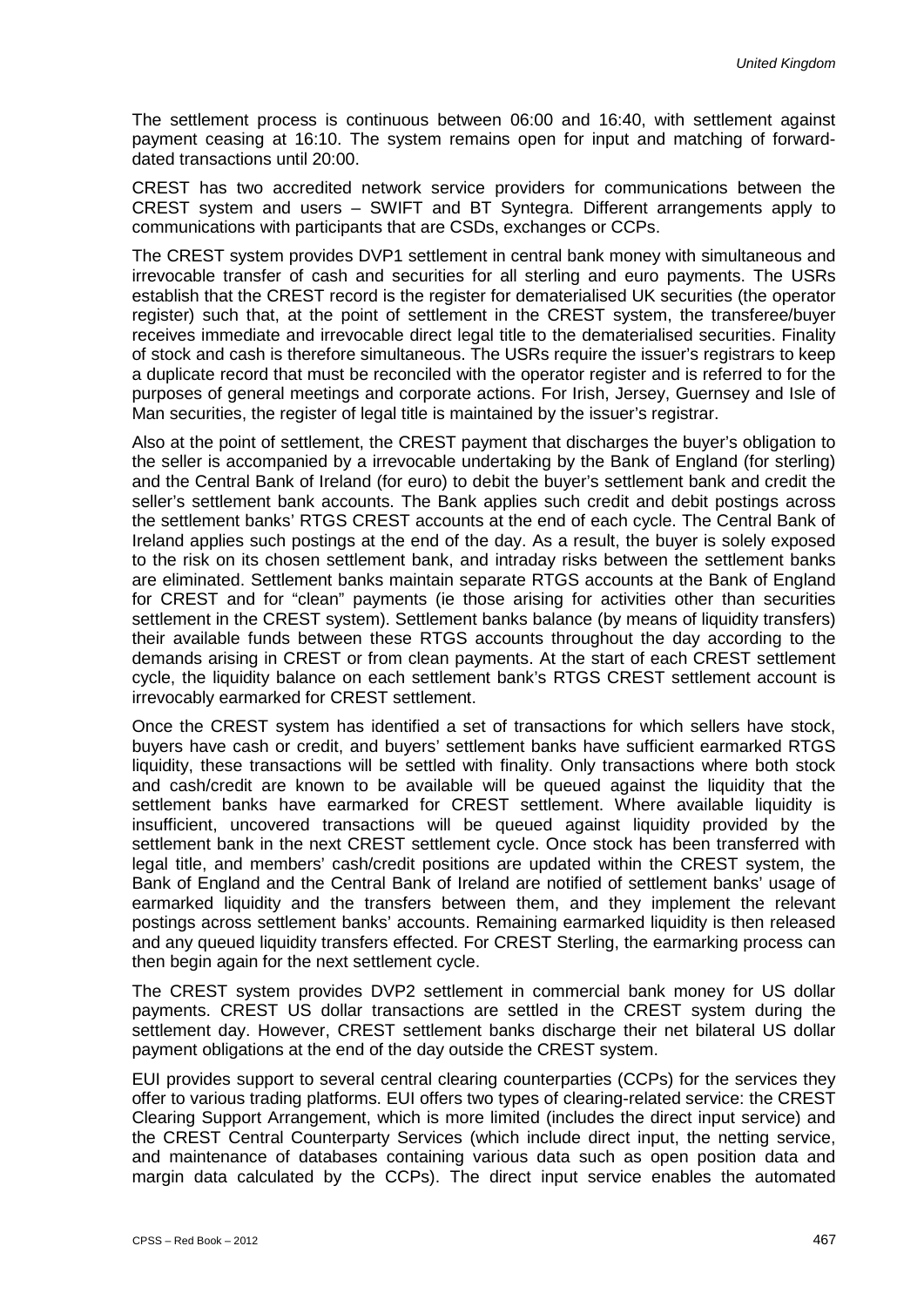The settlement process is continuous between 06:00 and 16:40, with settlement against payment ceasing at 16:10. The system remains open for input and matching of forward-dated transactions until 20:00.

CREST has two accredited network service providers for communications between the CREST system and users – SWIFT and BT Syntegra. Different arrangements apply to communications with participants that are CSDs, exchanges or CCPs.

The CREST system provides DVP1 settlement in central bank money with simultaneous and irrevocable transfer of cash and securities for all sterling and euro payments. The USRs establish that the CREST record is the register for dematerialised UK securities (the operator register) such that, at the point of settlement in the CREST system, the transferee/buyer receives immediate and irrevocable direct legal title to the dematerialised securities. Finality of stock and cash is therefore simultaneous. The USRs require the issuer's registrars to keep a duplicate record that must be reconciled with the operator register and is referred to for the purposes of general meetings and corporate actions. For Irish, Jersey, Guernsey and Isle of Man securities, the register of legal title is maintained by the issuer's registrar.

Also at the point of settlement, the CREST payment that discharges the buyer's obligation to the seller is accompanied by a irrevocable undertaking by the Bank of England (for sterling) and the Central Bank of Ireland (for euro) to debit the buyer's settlement bank and credit the seller's settlement bank accounts. The Bank applies such credit and debit postings across the settlement banks' RTGS CREST accounts at the end of each cycle. The Central Bank of Ireland applies such postings at the end of the day. As a result, the buyer is solely exposed to the risk on its chosen settlement bank, and intraday risks between the settlement banks are eliminated. Settlement banks maintain separate RTGS accounts at the Bank of England for CREST and for "clean" payments (ie those arising for activities other than securities settlement in the CREST system). Settlement banks balance (by means of liquidity transfers) their available funds between these RTGS accounts throughout the day according to the demands arising in CREST or from clean payments. At the start of each CREST settlement cycle, the liquidity balance on each settlement bank's RTGS CREST settlement account is irrevocably earmarked for CREST settlement.

Once the CREST system has identified a set of transactions for which sellers have stock, buyers have cash or credit, and buyers' settlement banks have sufficient earmarked RTGS liquidity, these transactions will be settled with finality. Only transactions where both stock and cash/credit are known to be available will be queued against the liquidity that the settlement banks have earmarked for CREST settlement. Where available liquidity is insufficient, uncovered transactions will be queued against liquidity provided by the settlement bank in the next CREST settlement cycle. Once stock has been transferred with legal title, and members' cash/credit positions are updated within the CREST system, the Bank of England and the Central Bank of Ireland are notified of settlement banks' usage of earmarked liquidity and the transfers between them, and they implement the relevant postings across settlement banks' accounts. Remaining earmarked liquidity is then released and any queued liquidity transfers effected. For CREST Sterling, the earmarking process can then begin again for the next settlement cycle.

The CREST system provides DVP2 settlement in commercial bank money for US dollar payments. CREST US dollar transactions are settled in the CREST system during the settlement day. However, CREST settlement banks discharge their net bilateral US dollar payment obligations at the end of the day outside the CREST system.

EUI provides support to several central clearing counterparties (CCPs) for the services they offer to various trading platforms. EUI offers two types of clearing-related service: the CREST Clearing Support Arrangement, which is more limited (includes the direct input service) and the CREST Central Counterparty Services (which include direct input, the netting service, and maintenance of databases containing various data such as open position data and margin data calculated by the CCPs). The direct input service enables the automated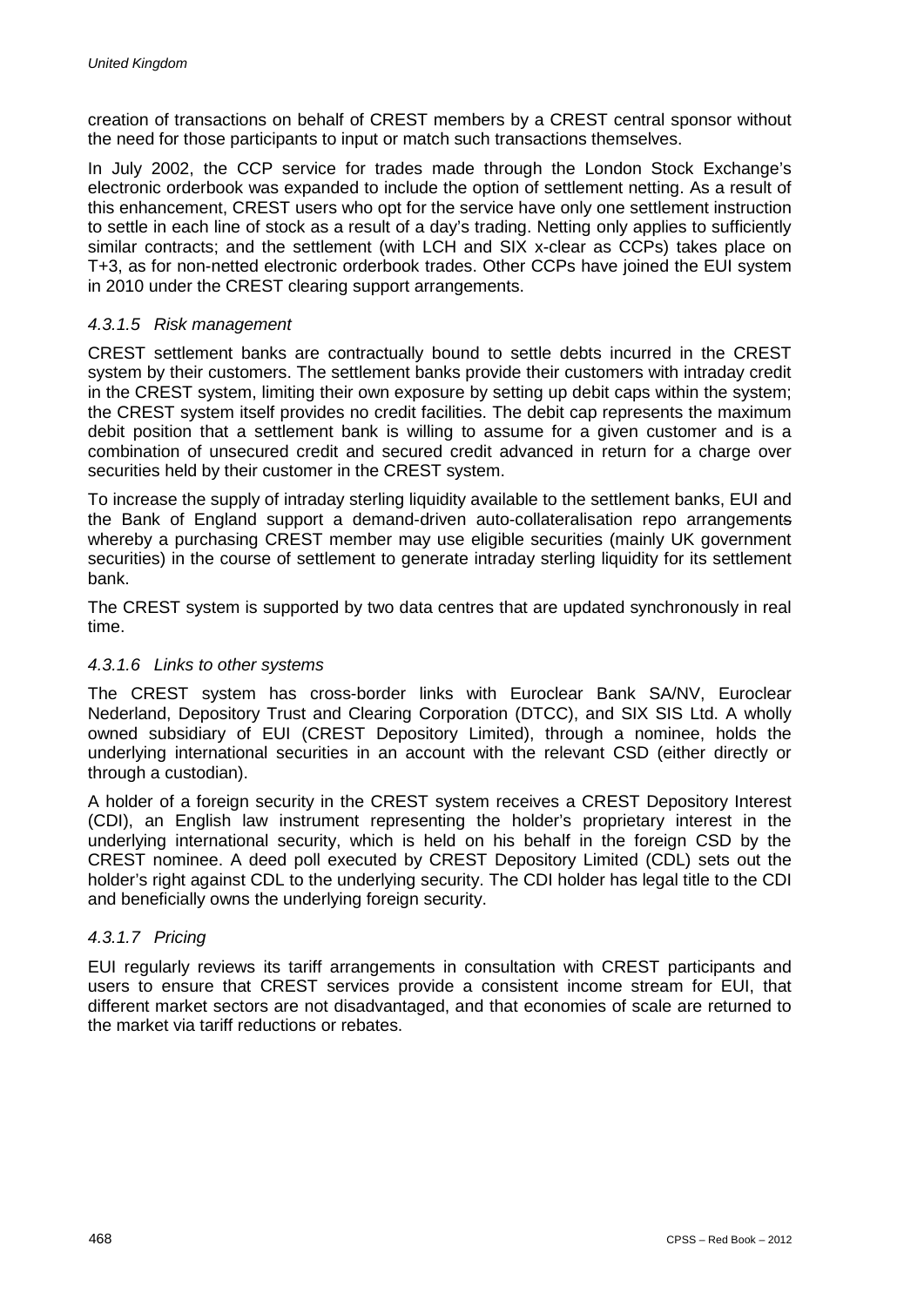creation of transactions on behalf of CREST members by a CREST central sponsor without the need for those participants to input or match such transactions themselves.

In July 2002, the CCP service for trades made through the London Stock Exchange's electronic orderbook was expanded to include the option of settlement netting. As a result of this enhancement, CREST users who opt for the service have only one settlement instruction to settle in each line of stock as a result of a day's trading. Netting only applies to sufficiently similar contracts; and the settlement (with LCH and SIX x-clear as CCPs) takes place on T+3, as for non-netted electronic orderbook trades. Other CCPs have joined the EUI system in 2010 under the CREST clearing support arrangements.

#### *4.3.1.5 Risk management*

CREST settlement banks are contractually bound to settle debts incurred in the CREST system by their customers. The settlement banks provide their customers with intraday credit in the CREST system, limiting their own exposure by setting up debit caps within the system; the CREST system itself provides no credit facilities. The debit cap represents the maximum debit position that a settlement bank is willing to assume for a given customer and is a combination of unsecured credit and secured credit advanced in return for a charge over securities held by their customer in the CREST system.

To increase the supply of intraday sterling liquidity available to the settlement banks, EUI and the Bank of England support a demand-driven auto-collateralisation repo arrangements whereby a purchasing CREST member may use eligible securities (mainly UK government securities) in the course of settlement to generate intraday sterling liquidity for its settlement bank.

The CREST system is supported by two data centres that are updated synchronously in real time.

#### *4.3.1.6 Links to other systems*

The CREST system has cross-border links with Euroclear Bank SA/NV, Euroclear Nederland, Depository Trust and Clearing Corporation (DTCC), and SIX SIS Ltd. A wholly owned subsidiary of EUI (CREST Depository Limited), through a nominee, holds the underlying international securities in an account with the relevant CSD (either directly or through a custodian).

A holder of a foreign security in the CREST system receives a CREST Depository Interest (CDI), an English law instrument representing the holder's proprietary interest in the underlying international security, which is held on his behalf in the foreign CSD by the CREST nominee. A deed poll executed by CREST Depository Limited (CDL) sets out the holder's right against CDL to the underlying security. The CDI holder has legal title to the CDI and beneficially owns the underlying foreign security.

#### *4.3.1.7 Pricing*

EUI regularly reviews its tariff arrangements in consultation with CREST participants and users to ensure that CREST services provide a consistent income stream for EUI, that different market sectors are not disadvantaged, and that economies of scale are returned to the market via tariff reductions or rebates.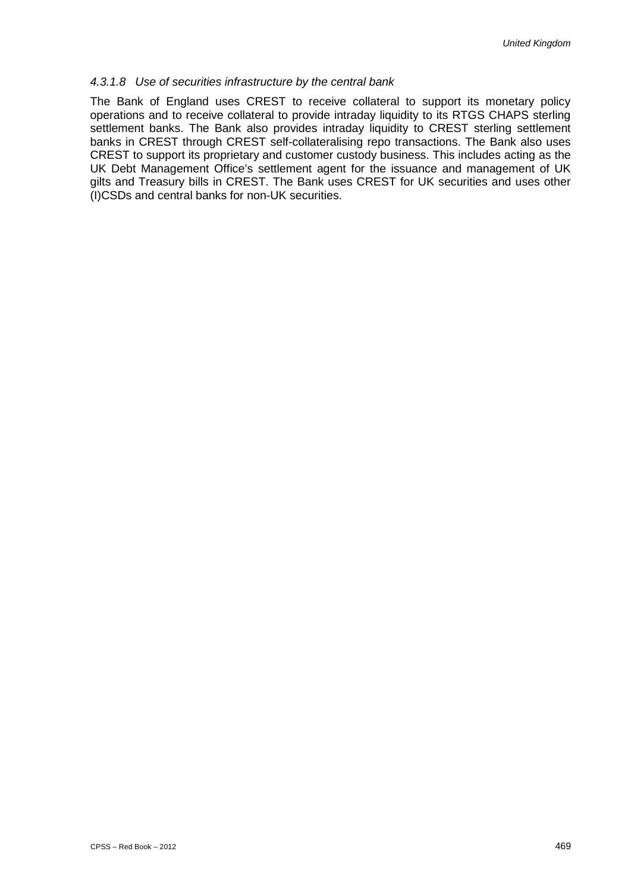#### *4.3.1.8 Use of securities infrastructure by the central bank*

The Bank of England uses CREST to receive collateral to support its monetary policy operations and to receive collateral to provide intraday liquidity to its RTGS CHAPS sterling settlement banks. The Bank also provides intraday liquidity to CREST sterling settlement banks in CREST through CREST self-collateralising repo transactions. The Bank also uses CREST to support its proprietary and customer custody business. This includes acting as the UK Debt Management Office's settlement agent for the issuance and management of UK gilts and Treasury bills in CREST. The Bank uses CREST for UK securities and uses other (I)CSDs and central banks for non-UK securities.